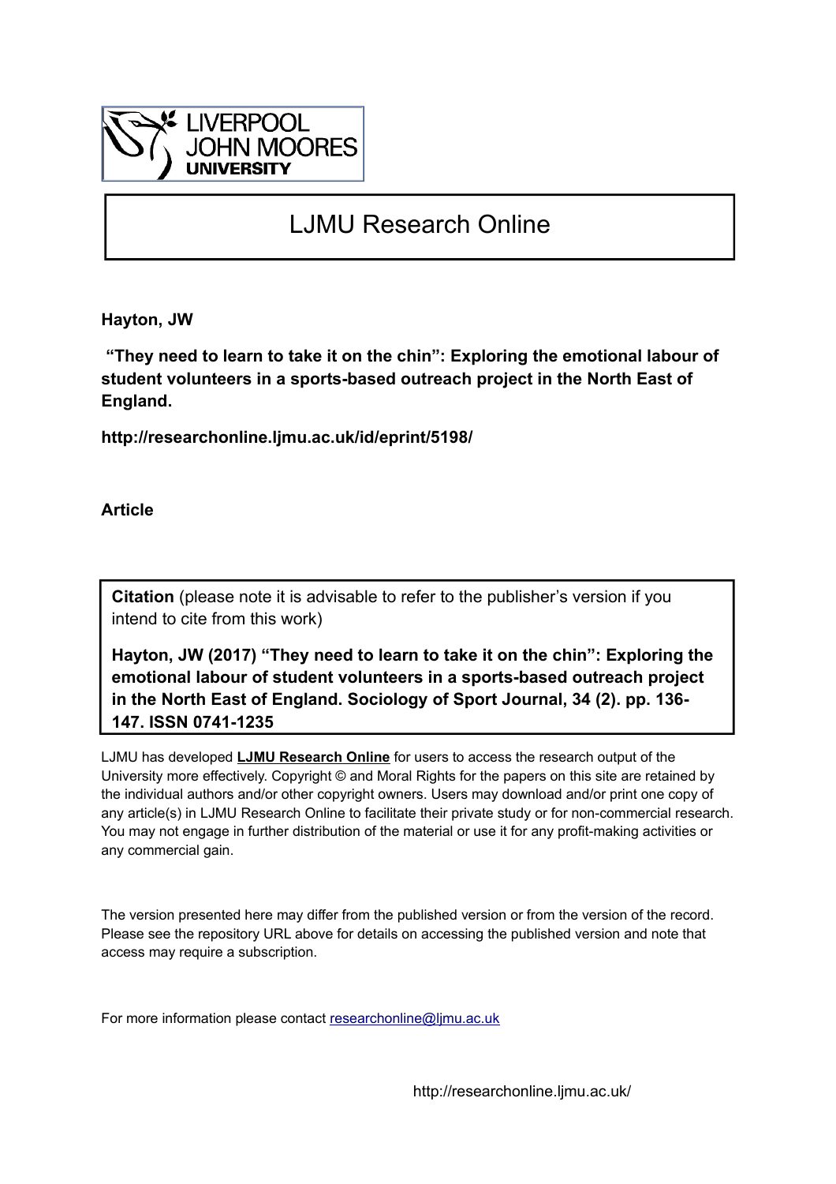LIVERPOOL JOHN MOORES UNIVERSITY

# LJMU Research Online

**Hayton, JW**

**"They need to learn to take it on the chin": Exploring the emotional labour of student volunteers in a sports-based outreach project in the North East of England.**

**http://researchonline.ljmu.ac.uk/id/eprint/5198/**

**Article**

**Citation** (please note it is advisable to refer to the publisher's version if you intend to cite from this work)

**Hayton, JW (2017) "They need to learn to take it on the chin": Exploring the emotional labour of student volunteers in a sports-based outreach project in the North East of England. Sociology of Sport Journal, 34 (2). pp. 136-147. ISSN 0741-1235**

LJMU has developed **LJMU Research Online** for users to access the research output of the University more effectively. Copyright © and Moral Rights for the papers on this site are retained by the individual authors and/or other copyright owners. Users may download and/or print one copy of any article(s) in LJMU Research Online to facilitate their private study or for non-commercial research. You may not engage in further distribution of the material or use it for any profit-making activities or any commercial gain.

The version presented here may differ from the published version or from the version of the record. Please see the repository URL above for details on accessing the published version and note that access may require a subscription.

For more information please contact researchonline@ljmu.ac.uk

http://researchonline.ljmu.ac.uk/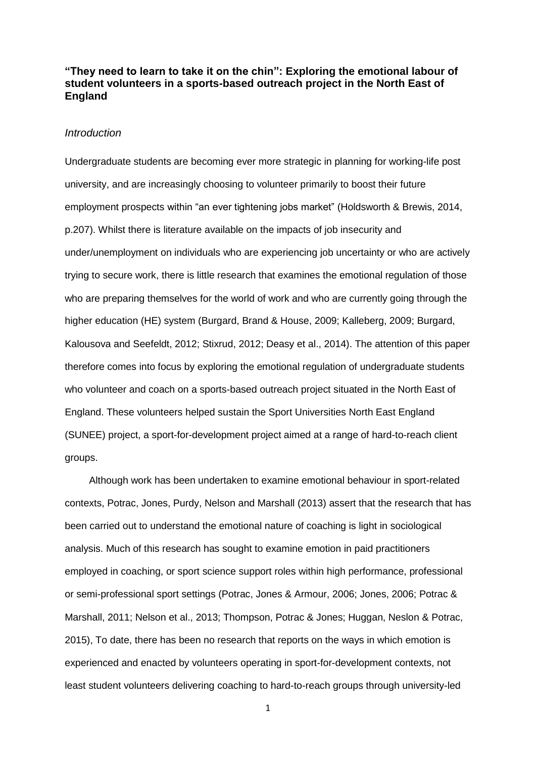**"They need to learn to take it on the chin": Exploring the emotional labour of student volunteers in a sports-based outreach project in the North East of England**

*Introduction*

Undergraduate students are becoming ever more strategic in planning for working-life post university, and are increasingly choosing to volunteer primarily to boost their future employment prospects within "an ever tightening jobs market" (Holdsworth & Brewis, 2014, p.207). Whilst there is literature available on the impacts of job insecurity and under/unemployment on individuals who are experiencing job uncertainty or who are actively trying to secure work, there is little research that examines the emotional regulation of those who are preparing themselves for the world of work and who are currently going through the higher education (HE) system (Burgard, Brand & House, 2009; Kalleberg, 2009; Burgard, Kalousova and Seefeldt, 2012; Stixrud, 2012; Deasy et al., 2014). The attention of this paper therefore comes into focus by exploring the emotional regulation of undergraduate students who volunteer and coach on a sports-based outreach project situated in the North East of England. These volunteers helped sustain the Sport Universities North East England (SUNEE) project, a sport-for-development project aimed at a range of hard-to-reach client groups.

Although work has been undertaken to examine emotional behaviour in sport-related contexts, Potrac, Jones, Purdy, Nelson and Marshall (2013) assert that the research that has been carried out to understand the emotional nature of coaching is light in sociological analysis. Much of this research has sought to examine emotion in paid practitioners employed in coaching, or sport science support roles within high performance, professional or semi-professional sport settings (Potrac, Jones & Armour, 2006; Jones, 2006; Potrac & Marshall, 2011; Nelson et al., 2013; Thompson, Potrac & Jones; Huggan, Neslon & Potrac, 2015), To date, there has been no research that reports on the ways in which emotion is experienced and enacted by volunteers operating in sport-for-development contexts, not least student volunteers delivering coaching to hard-to-reach groups through university-led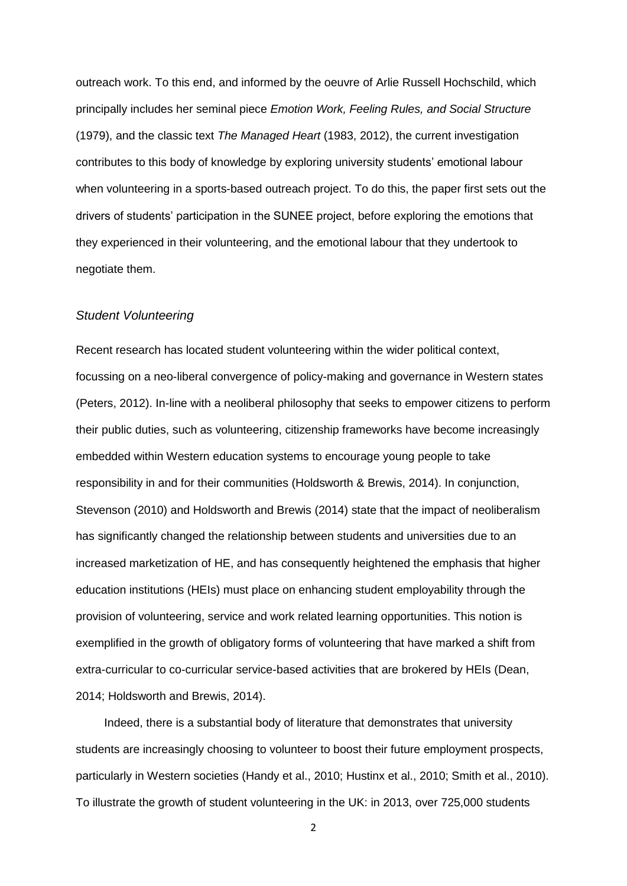outreach work. To this end, and informed by the oeuvre of Arlie Russell Hochschild, which principally includes her seminal piece *Emotion Work, Feeling Rules, and Social Structure* (1979), and the classic text *The Managed Heart* (1983, 2012), the current investigation contributes to this body of knowledge by exploring university students' emotional labour when volunteering in a sports-based outreach project. To do this, the paper first sets out the drivers of students' participation in the SUNEE project, before exploring the emotions that they experienced in their volunteering, and the emotional labour that they undertook to negotiate them.

### *Student Volunteering*

Recent research has located student volunteering within the wider political context, focussing on a neo-liberal convergence of policy-making and governance in Western states (Peters, 2012). In-line with a neoliberal philosophy that seeks to empower citizens to perform their public duties, such as volunteering, citizenship frameworks have become increasingly embedded within Western education systems to encourage young people to take responsibility in and for their communities (Holdsworth & Brewis, 2014). In conjunction, Stevenson (2010) and Holdsworth and Brewis (2014) state that the impact of neoliberalism has significantly changed the relationship between students and universities due to an increased marketization of HE, and has consequently heightened the emphasis that higher education institutions (HEIs) must place on enhancing student employability through the provision of volunteering, service and work related learning opportunities. This notion is exemplified in the growth of obligatory forms of volunteering that have marked a shift from extra-curricular to co-curricular service-based activities that are brokered by HEIs (Dean, 2014; Holdsworth and Brewis, 2014).

Indeed, there is a substantial body of literature that demonstrates that university students are increasingly choosing to volunteer to boost their future employment prospects, particularly in Western societies (Handy et al., 2010; Hustinx et al., 2010; Smith et al., 2010). To illustrate the growth of student volunteering in the UK: in 2013, over 725,000 students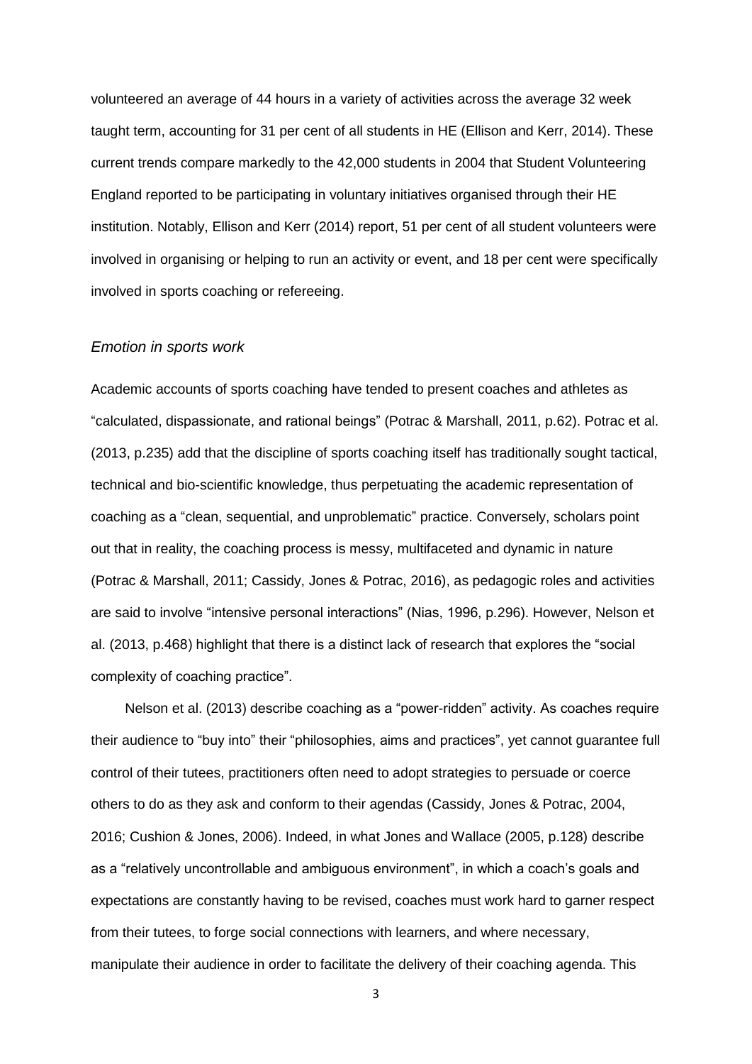volunteered an average of 44 hours in a variety of activities across the average 32 week taught term, accounting for 31 per cent of all students in HE (Ellison and Kerr, 2014). These current trends compare markedly to the 42,000 students in 2004 that Student Volunteering England reported to be participating in voluntary initiatives organised through their HE institution. Notably, Ellison and Kerr (2014) report, 51 per cent of all student volunteers were involved in organising or helping to run an activity or event, and 18 per cent were specifically involved in sports coaching or refereeing.

### *Emotion in sports work*

Academic accounts of sports coaching have tended to present coaches and athletes as "calculated, dispassionate, and rational beings" (Potrac & Marshall, 2011, p.62). Potrac et al. (2013, p.235) add that the discipline of sports coaching itself has traditionally sought tactical, technical and bio-scientific knowledge, thus perpetuating the academic representation of coaching as a "clean, sequential, and unproblematic" practice. Conversely, scholars point out that in reality, the coaching process is messy, multifaceted and dynamic in nature (Potrac & Marshall, 2011; Cassidy, Jones & Potrac, 2016), as pedagogic roles and activities are said to involve "intensive personal interactions" (Nias, 1996, p.296). However, Nelson et al. (2013, p.468) highlight that there is a distinct lack of research that explores the "social complexity of coaching practice".

Nelson et al. (2013) describe coaching as a "power-ridden" activity. As coaches require their audience to "buy into" their "philosophies, aims and practices", yet cannot guarantee full control of their tutees, practitioners often need to adopt strategies to persuade or coerce others to do as they ask and conform to their agendas (Cassidy, Jones & Potrac, 2004, 2016; Cushion & Jones, 2006). Indeed, in what Jones and Wallace (2005, p.128) describe as a "relatively uncontrollable and ambiguous environment", in which a coach's goals and expectations are constantly having to be revised, coaches must work hard to garner respect from their tutees, to forge social connections with learners, and where necessary, manipulate their audience in order to facilitate the delivery of their coaching agenda. This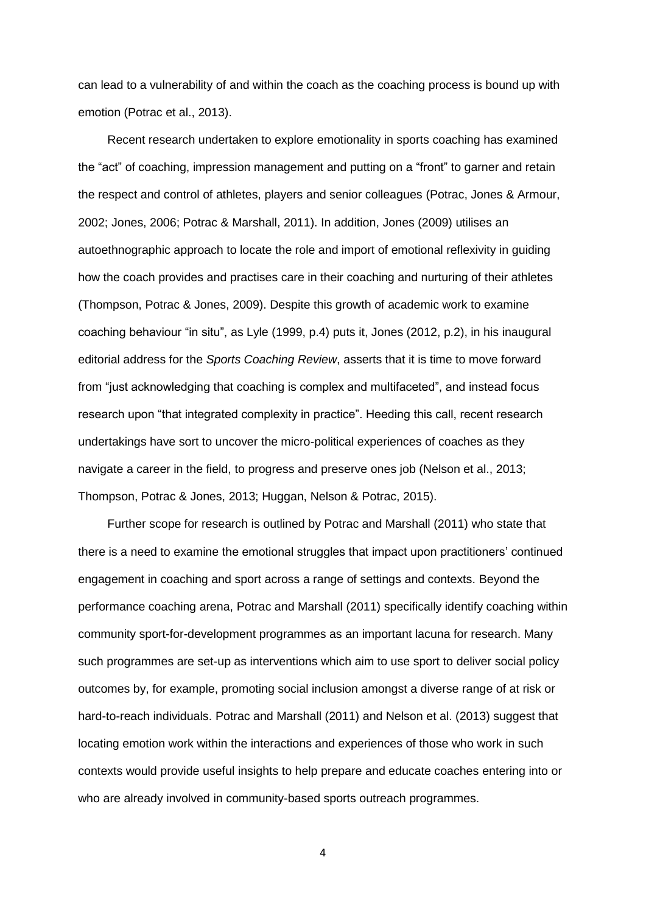can lead to a vulnerability of and within the coach as the coaching process is bound up with emotion (Potrac et al., 2013).

Recent research undertaken to explore emotionality in sports coaching has examined the "act" of coaching, impression management and putting on a "front" to garner and retain the respect and control of athletes, players and senior colleagues (Potrac, Jones & Armour, 2002; Jones, 2006; Potrac & Marshall, 2011). In addition, Jones (2009) utilises an autoethnographic approach to locate the role and import of emotional reflexivity in guiding how the coach provides and practises care in their coaching and nurturing of their athletes (Thompson, Potrac & Jones, 2009). Despite this growth of academic work to examine coaching behaviour "in situ", as Lyle (1999, p.4) puts it, Jones (2012, p.2), in his inaugural editorial address for the *Sports Coaching Review*, asserts that it is time to move forward from "just acknowledging that coaching is complex and multifaceted", and instead focus research upon "that integrated complexity in practice". Heeding this call, recent research undertakings have sort to uncover the micro-political experiences of coaches as they navigate a career in the field, to progress and preserve ones job (Nelson et al., 2013; Thompson, Potrac & Jones, 2013; Huggan, Nelson & Potrac, 2015).

Further scope for research is outlined by Potrac and Marshall (2011) who state that there is a need to examine the emotional struggles that impact upon practitioners' continued engagement in coaching and sport across a range of settings and contexts. Beyond the performance coaching arena, Potrac and Marshall (2011) specifically identify coaching within community sport-for-development programmes as an important lacuna for research. Many such programmes are set-up as interventions which aim to use sport to deliver social policy outcomes by, for example, promoting social inclusion amongst a diverse range of at risk or hard-to-reach individuals. Potrac and Marshall (2011) and Nelson et al. (2013) suggest that locating emotion work within the interactions and experiences of those who work in such contexts would provide useful insights to help prepare and educate coaches entering into or who are already involved in community-based sports outreach programmes.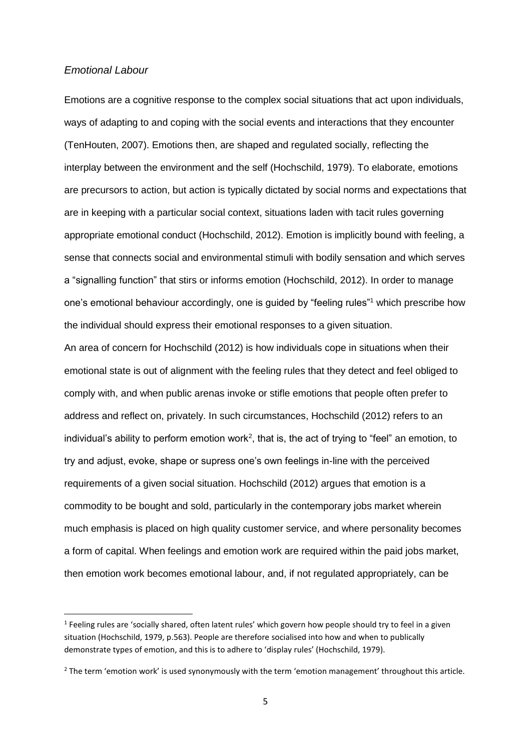*Emotional Labour*

Emotions are a cognitive response to the complex social situations that act upon individuals, ways of adapting to and coping with the social events and interactions that they encounter (TenHouten, 2007). Emotions then, are shaped and regulated socially, reflecting the interplay between the environment and the self (Hochschild, 1979). To elaborate, emotions are precursors to action, but action is typically dictated by social norms and expectations that are in keeping with a particular social context, situations laden with tacit rules governing appropriate emotional conduct (Hochschild, 2012). Emotion is implicitly bound with feeling, a sense that connects social and environmental stimuli with bodily sensation and which serves a "signalling function" that stirs or informs emotion (Hochschild, 2012). In order to manage one's emotional behaviour accordingly, one is guided by "feeling rules"[1] which prescribe how the individual should express their emotional responses to a given situation.

An area of concern for Hochschild (2012) is how individuals cope in situations when their emotional state is out of alignment with the feeling rules that they detect and feel obliged to comply with, and when public arenas invoke or stifle emotions that people often prefer to address and reflect on, privately. In such circumstances, Hochschild (2012) refers to an individual's ability to perform emotion work[2], that is, the act of trying to "feel" an emotion, to try and adjust, evoke, shape or supress one's own feelings in-line with the perceived requirements of a given social situation. Hochschild (2012) argues that emotion is a commodity to be bought and sold, particularly in the contemporary jobs market wherein much emphasis is placed on high quality customer service, and where personality becomes a form of capital. When feelings and emotion work are required within the paid jobs market, then emotion work becomes emotional labour, and, if not regulated appropriately, can be

[1] Feeling rules are 'socially shared, often latent rules' which govern how people should try to feel in a given situation (Hochschild, 1979, p.563). People are therefore socialised into how and when to publically demonstrate types of emotion, and this is to adhere to 'display rules' (Hochschild, 1979).

[2] The term 'emotion work' is used synonymously with the term 'emotion management' throughout this article.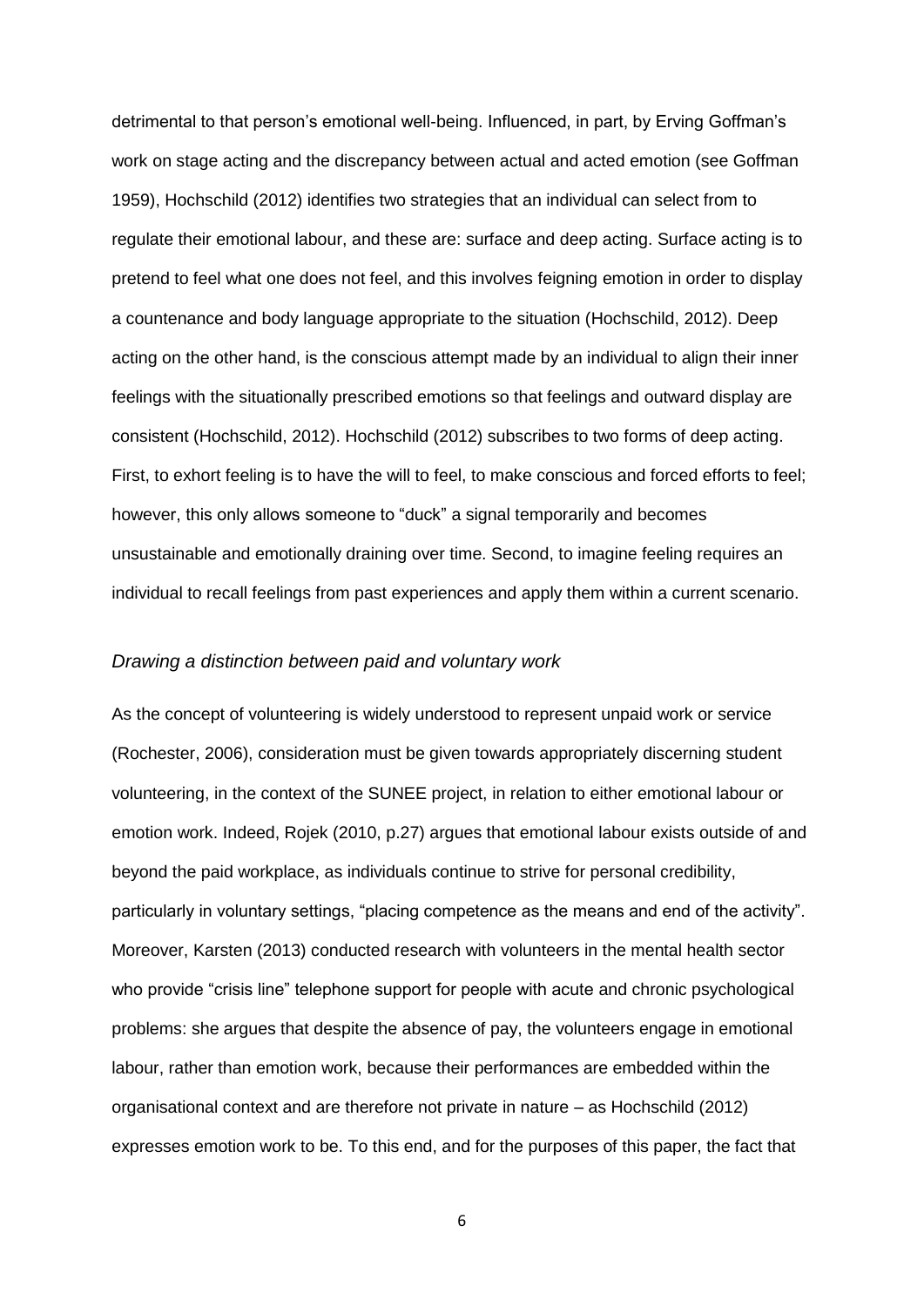detrimental to that person's emotional well-being. Influenced, in part, by Erving Goffman's work on stage acting and the discrepancy between actual and acted emotion (see Goffman 1959), Hochschild (2012) identifies two strategies that an individual can select from to regulate their emotional labour, and these are: surface and deep acting. Surface acting is to pretend to feel what one does not feel, and this involves feigning emotion in order to display a countenance and body language appropriate to the situation (Hochschild, 2012). Deep acting on the other hand, is the conscious attempt made by an individual to align their inner feelings with the situationally prescribed emotions so that feelings and outward display are consistent (Hochschild, 2012). Hochschild (2012) subscribes to two forms of deep acting. First, to exhort feeling is to have the will to feel, to make conscious and forced efforts to feel; however, this only allows someone to "duck" a signal temporarily and becomes unsustainable and emotionally draining over time. Second, to imagine feeling requires an individual to recall feelings from past experiences and apply them within a current scenario.

### *Drawing a distinction between paid and voluntary work*

As the concept of volunteering is widely understood to represent unpaid work or service (Rochester, 2006), consideration must be given towards appropriately discerning student volunteering, in the context of the SUNEE project, in relation to either emotional labour or emotion work. Indeed, Rojek (2010, p.27) argues that emotional labour exists outside of and beyond the paid workplace, as individuals continue to strive for personal credibility, particularly in voluntary settings, "placing competence as the means and end of the activity". Moreover, Karsten (2013) conducted research with volunteers in the mental health sector who provide "crisis line" telephone support for people with acute and chronic psychological problems: she argues that despite the absence of pay, the volunteers engage in emotional labour, rather than emotion work, because their performances are embedded within the organisational context and are therefore not private in nature – as Hochschild (2012) expresses emotion work to be. To this end, and for the purposes of this paper, the fact that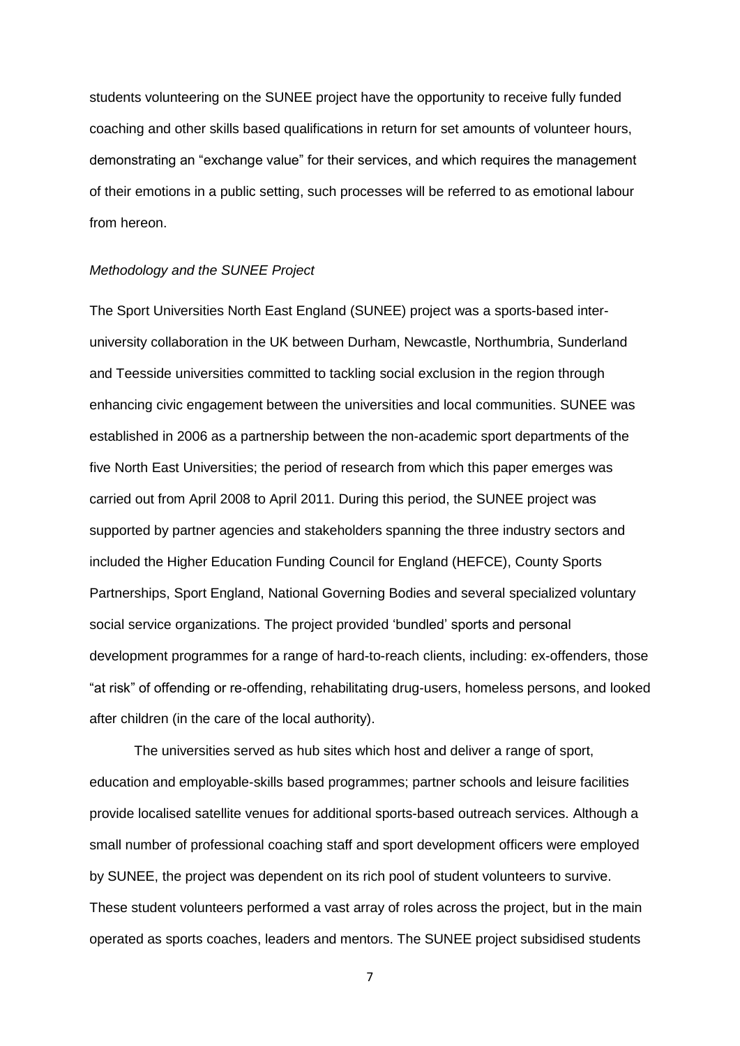students volunteering on the SUNEE project have the opportunity to receive fully funded coaching and other skills based qualifications in return for set amounts of volunteer hours, demonstrating an "exchange value" for their services, and which requires the management of their emotions in a public setting, such processes will be referred to as emotional labour from hereon.

*Methodology and the SUNEE Project*

The Sport Universities North East England (SUNEE) project was a sports-based inter-university collaboration in the UK between Durham, Newcastle, Northumbria, Sunderland and Teesside universities committed to tackling social exclusion in the region through enhancing civic engagement between the universities and local communities. SUNEE was established in 2006 as a partnership between the non-academic sport departments of the five North East Universities; the period of research from which this paper emerges was carried out from April 2008 to April 2011. During this period, the SUNEE project was supported by partner agencies and stakeholders spanning the three industry sectors and included the Higher Education Funding Council for England (HEFCE), County Sports Partnerships, Sport England, National Governing Bodies and several specialized voluntary social service organizations. The project provided 'bundled' sports and personal development programmes for a range of hard-to-reach clients, including: ex-offenders, those "at risk" of offending or re-offending, rehabilitating drug-users, homeless persons, and looked after children (in the care of the local authority).

The universities served as hub sites which host and deliver a range of sport, education and employable-skills based programmes; partner schools and leisure facilities provide localised satellite venues for additional sports-based outreach services. Although a small number of professional coaching staff and sport development officers were employed by SUNEE, the project was dependent on its rich pool of student volunteers to survive. These student volunteers performed a vast array of roles across the project, but in the main operated as sports coaches, leaders and mentors. The SUNEE project subsidised students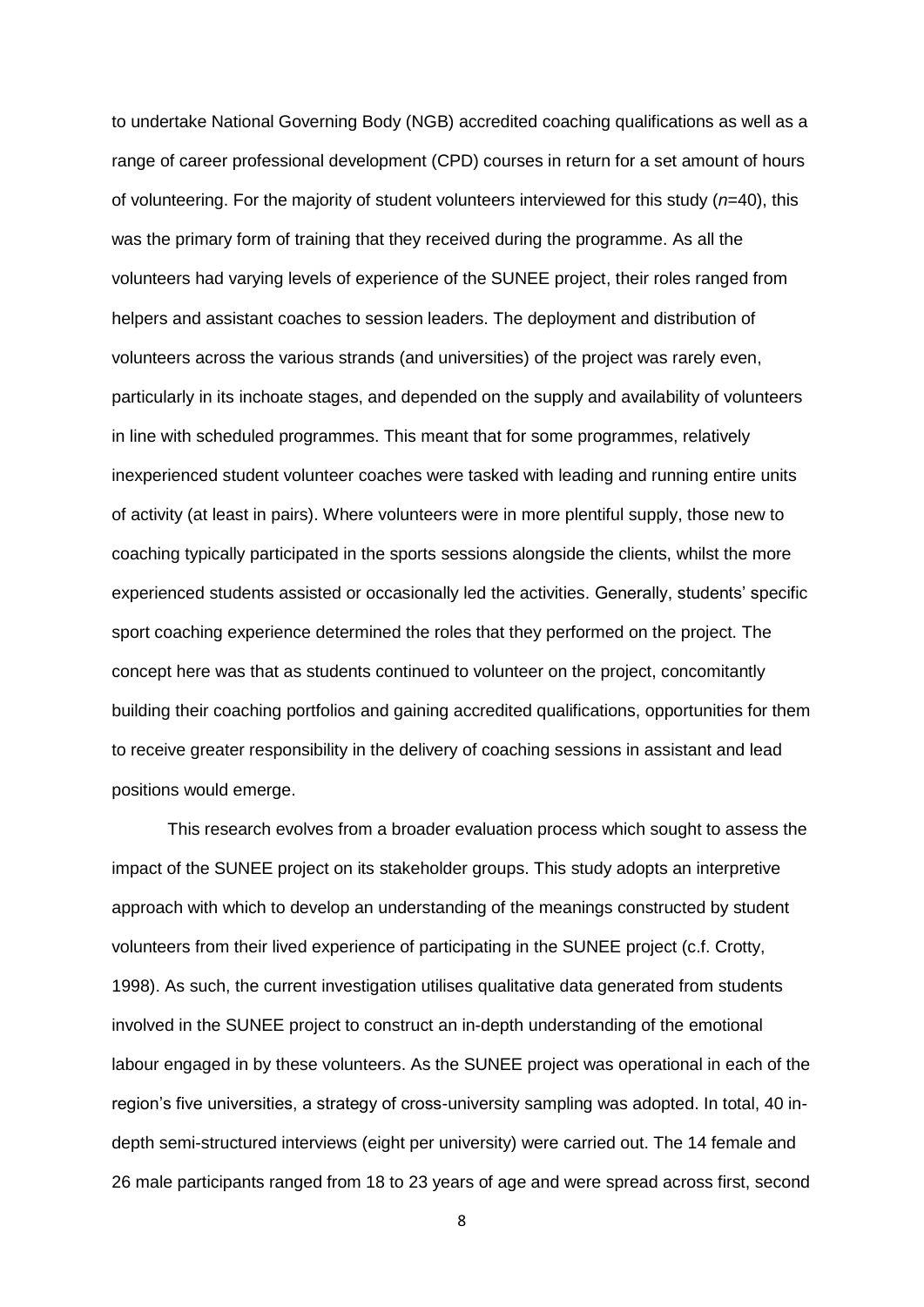to undertake National Governing Body (NGB) accredited coaching qualifications as well as a range of career professional development (CPD) courses in return for a set amount of hours of volunteering. For the majority of student volunteers interviewed for this study (*n*=40), this was the primary form of training that they received during the programme. As all the volunteers had varying levels of experience of the SUNEE project, their roles ranged from helpers and assistant coaches to session leaders. The deployment and distribution of volunteers across the various strands (and universities) of the project was rarely even, particularly in its inchoate stages, and depended on the supply and availability of volunteers in line with scheduled programmes. This meant that for some programmes, relatively inexperienced student volunteer coaches were tasked with leading and running entire units of activity (at least in pairs). Where volunteers were in more plentiful supply, those new to coaching typically participated in the sports sessions alongside the clients, whilst the more experienced students assisted or occasionally led the activities. Generally, students' specific sport coaching experience determined the roles that they performed on the project. The concept here was that as students continued to volunteer on the project, concomitantly building their coaching portfolios and gaining accredited qualifications, opportunities for them to receive greater responsibility in the delivery of coaching sessions in assistant and lead positions would emerge.

This research evolves from a broader evaluation process which sought to assess the impact of the SUNEE project on its stakeholder groups. This study adopts an interpretive approach with which to develop an understanding of the meanings constructed by student volunteers from their lived experience of participating in the SUNEE project (c.f. Crotty, 1998). As such, the current investigation utilises qualitative data generated from students involved in the SUNEE project to construct an in-depth understanding of the emotional labour engaged in by these volunteers. As the SUNEE project was operational in each of the region's five universities, a strategy of cross-university sampling was adopted. In total, 40 in-depth semi-structured interviews (eight per university) were carried out. The 14 female and 26 male participants ranged from 18 to 23 years of age and were spread across first, second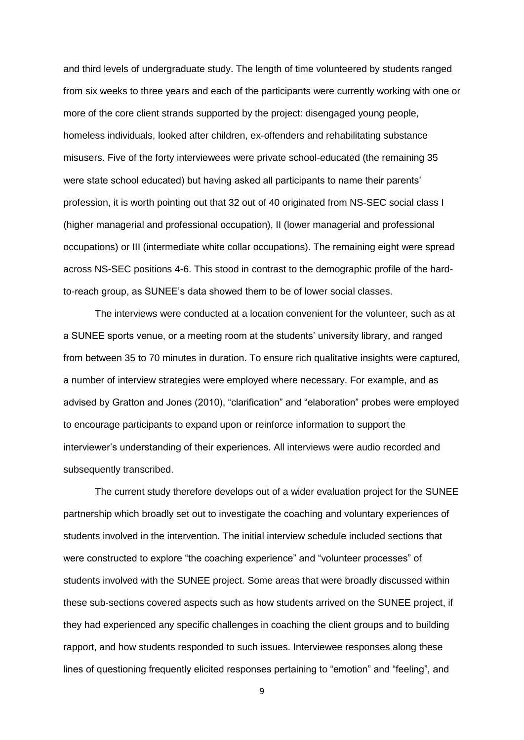and third levels of undergraduate study. The length of time volunteered by students ranged from six weeks to three years and each of the participants were currently working with one or more of the core client strands supported by the project: disengaged young people, homeless individuals, looked after children, ex-offenders and rehabilitating substance misusers. Five of the forty interviewees were private school-educated (the remaining 35 were state school educated) but having asked all participants to name their parents' profession, it is worth pointing out that 32 out of 40 originated from NS-SEC social class I (higher managerial and professional occupation), II (lower managerial and professional occupations) or III (intermediate white collar occupations). The remaining eight were spread across NS-SEC positions 4-6. This stood in contrast to the demographic profile of the hard-to-reach group, as SUNEE's data showed them to be of lower social classes.

The interviews were conducted at a location convenient for the volunteer, such as at a SUNEE sports venue, or a meeting room at the students' university library, and ranged from between 35 to 70 minutes in duration. To ensure rich qualitative insights were captured, a number of interview strategies were employed where necessary. For example, and as advised by Gratton and Jones (2010), "clarification" and "elaboration" probes were employed to encourage participants to expand upon or reinforce information to support the interviewer's understanding of their experiences. All interviews were audio recorded and subsequently transcribed.

The current study therefore develops out of a wider evaluation project for the SUNEE partnership which broadly set out to investigate the coaching and voluntary experiences of students involved in the intervention. The initial interview schedule included sections that were constructed to explore "the coaching experience" and "volunteer processes" of students involved with the SUNEE project. Some areas that were broadly discussed within these sub-sections covered aspects such as how students arrived on the SUNEE project, if they had experienced any specific challenges in coaching the client groups and to building rapport, and how students responded to such issues. Interviewee responses along these lines of questioning frequently elicited responses pertaining to "emotion" and "feeling", and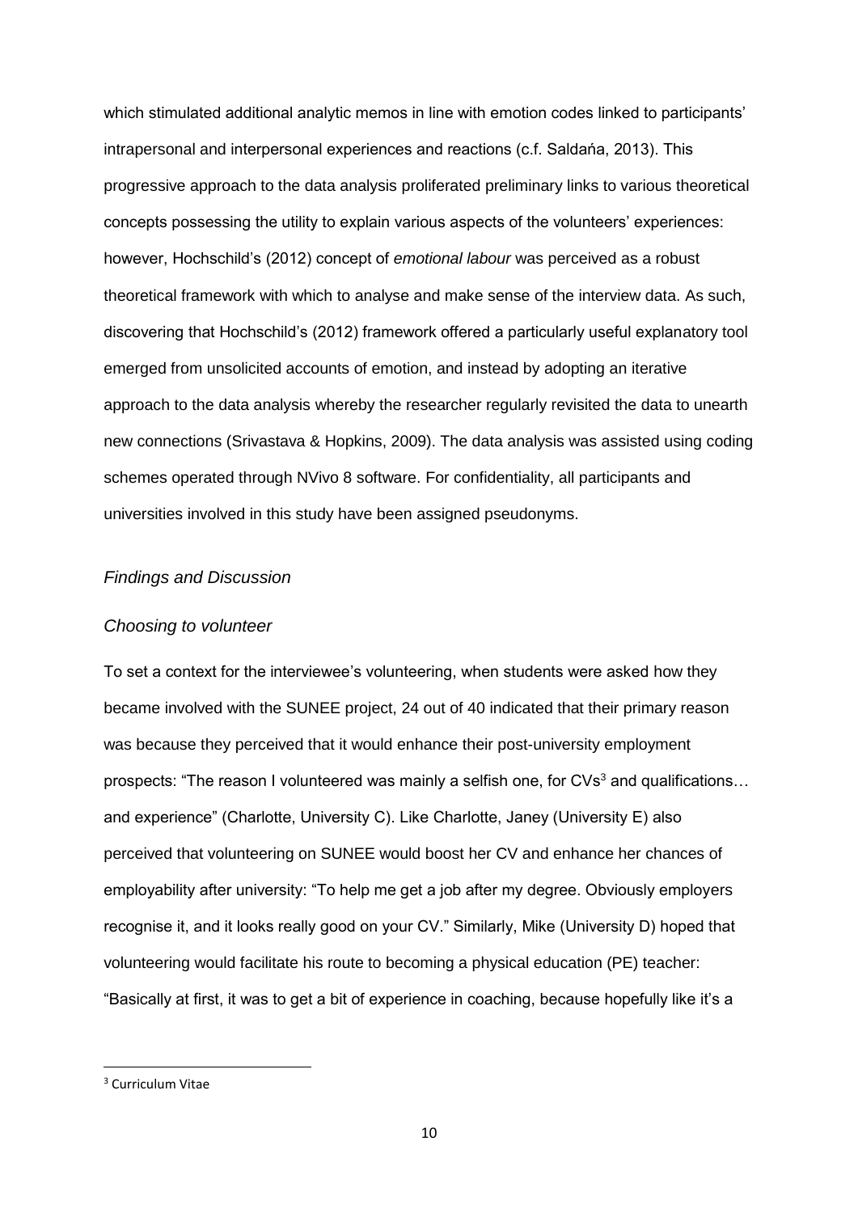which stimulated additional analytic memos in line with emotion codes linked to participants' intrapersonal and interpersonal experiences and reactions (c.f. Saldańa, 2013). This progressive approach to the data analysis proliferated preliminary links to various theoretical concepts possessing the utility to explain various aspects of the volunteers' experiences: however, Hochschild's (2012) concept of *emotional labour* was perceived as a robust theoretical framework with which to analyse and make sense of the interview data. As such, discovering that Hochschild's (2012) framework offered a particularly useful explanatory tool emerged from unsolicited accounts of emotion, and instead by adopting an iterative approach to the data analysis whereby the researcher regularly revisited the data to unearth new connections (Srivastava & Hopkins, 2009). The data analysis was assisted using coding schemes operated through NVivo 8 software. For confidentiality, all participants and universities involved in this study have been assigned pseudonyms.

## *Findings and Discussion*

### *Choosing to volunteer*

To set a context for the interviewee's volunteering, when students were asked how they became involved with the SUNEE project, 24 out of 40 indicated that their primary reason was because they perceived that it would enhance their post-university employment prospects: "The reason I volunteered was mainly a selfish one, for CVs[3] and qualifications… and experience" (Charlotte, University C). Like Charlotte, Janey (University E) also perceived that volunteering on SUNEE would boost her CV and enhance her chances of employability after university: "To help me get a job after my degree. Obviously employers recognise it, and it looks really good on your CV." Similarly, Mike (University D) hoped that volunteering would facilitate his route to becoming a physical education (PE) teacher: "Basically at first, it was to get a bit of experience in coaching, because hopefully like it's a

[3] Curriculum Vitae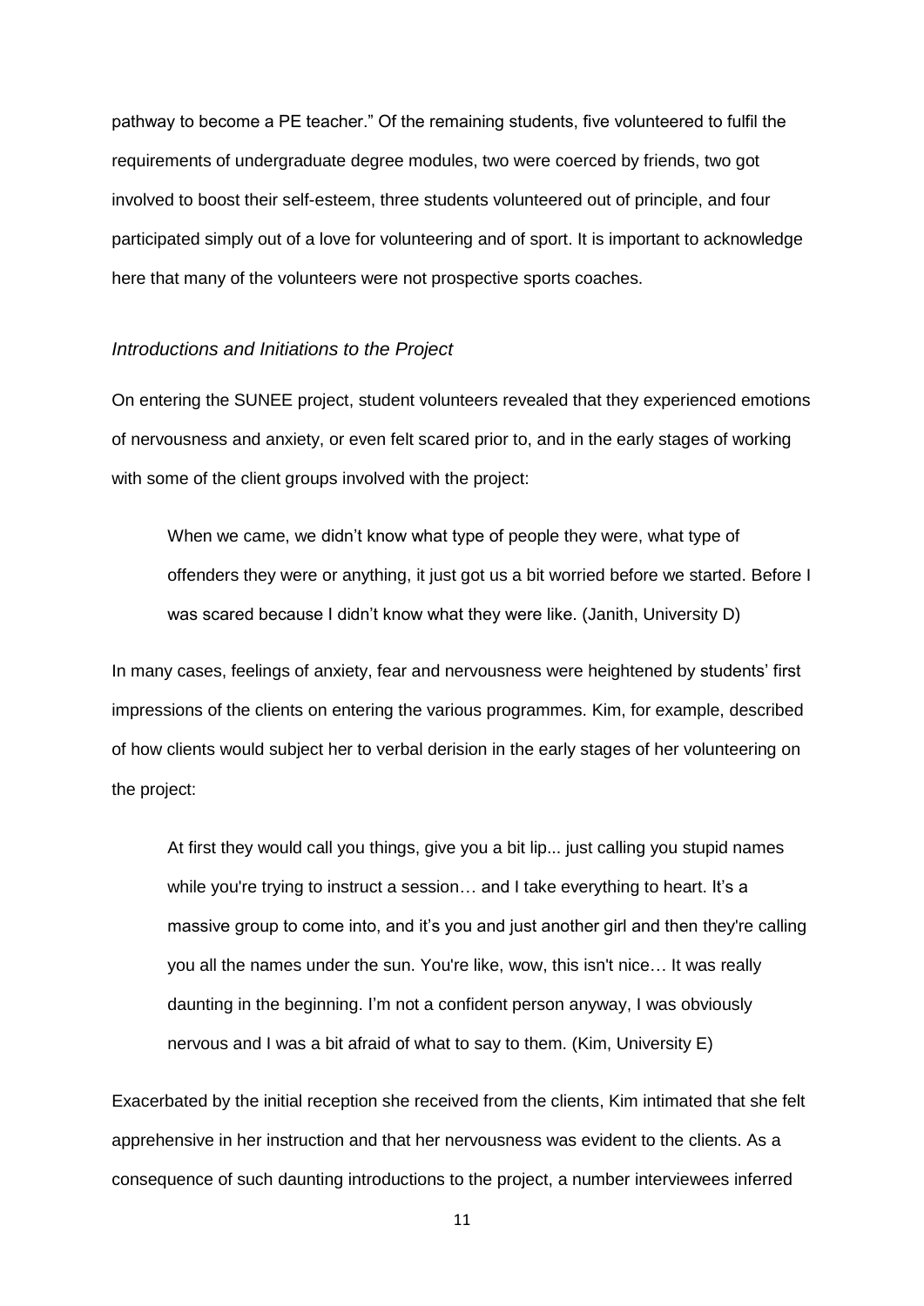pathway to become a PE teacher." Of the remaining students, five volunteered to fulfil the requirements of undergraduate degree modules, two were coerced by friends, two got involved to boost their self-esteem, three students volunteered out of principle, and four participated simply out of a love for volunteering and of sport. It is important to acknowledge here that many of the volunteers were not prospective sports coaches.

### *Introductions and Initiations to the Project*

On entering the SUNEE project, student volunteers revealed that they experienced emotions of nervousness and anxiety, or even felt scared prior to, and in the early stages of working with some of the client groups involved with the project:

> When we came, we didn't know what type of people they were, what type of offenders they were or anything, it just got us a bit worried before we started. Before I was scared because I didn't know what they were like. (Janith, University D)

In many cases, feelings of anxiety, fear and nervousness were heightened by students' first impressions of the clients on entering the various programmes. Kim, for example, described of how clients would subject her to verbal derision in the early stages of her volunteering on the project:

> At first they would call you things, give you a bit lip... just calling you stupid names while you're trying to instruct a session… and I take everything to heart. It's a massive group to come into, and it's you and just another girl and then they're calling you all the names under the sun. You're like, wow, this isn't nice… It was really daunting in the beginning. I'm not a confident person anyway, I was obviously nervous and I was a bit afraid of what to say to them. (Kim, University E)

Exacerbated by the initial reception she received from the clients, Kim intimated that she felt apprehensive in her instruction and that her nervousness was evident to the clients. As a consequence of such daunting introductions to the project, a number interviewees inferred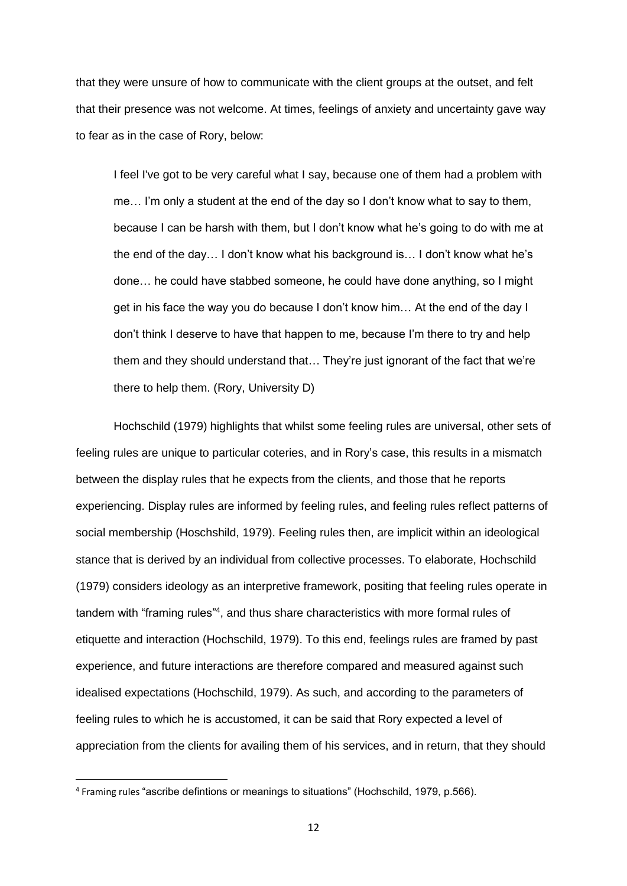that they were unsure of how to communicate with the client groups at the outset, and felt that their presence was not welcome. At times, feelings of anxiety and uncertainty gave way to fear as in the case of Rory, below:

> I feel I've got to be very careful what I say, because one of them had a problem with me… I'm only a student at the end of the day so I don't know what to say to them, because I can be harsh with them, but I don't know what he's going to do with me at the end of the day… I don't know what his background is… I don't know what he's done… he could have stabbed someone, he could have done anything, so I might get in his face the way you do because I don't know him… At the end of the day I don't think I deserve to have that happen to me, because I'm there to try and help them and they should understand that… They're just ignorant of the fact that we're there to help them. (Rory, University D)

Hochschild (1979) highlights that whilst some feeling rules are universal, other sets of feeling rules are unique to particular coteries, and in Rory's case, this results in a mismatch between the display rules that he expects from the clients, and those that he reports experiencing. Display rules are informed by feeling rules, and feeling rules reflect patterns of social membership (Hoschshild, 1979). Feeling rules then, are implicit within an ideological stance that is derived by an individual from collective processes. To elaborate, Hochschild (1979) considers ideology as an interpretive framework, positing that feeling rules operate in tandem with "framing rules"[4], and thus share characteristics with more formal rules of etiquette and interaction (Hochschild, 1979). To this end, feelings rules are framed by past experience, and future interactions are therefore compared and measured against such idealised expectations (Hochschild, 1979). As such, and according to the parameters of feeling rules to which he is accustomed, it can be said that Rory expected a level of appreciation from the clients for availing them of his services, and in return, that they should

[4] Framing rules "ascribe defintions or meanings to situations" (Hochschild, 1979, p.566).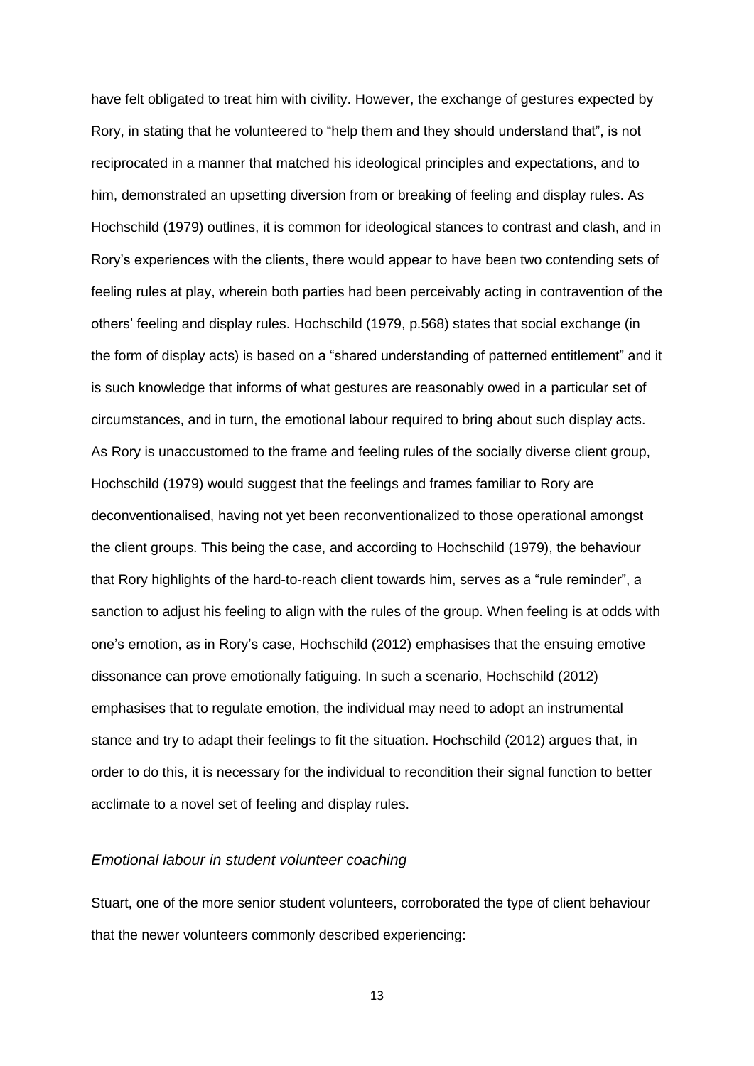have felt obligated to treat him with civility. However, the exchange of gestures expected by Rory, in stating that he volunteered to "help them and they should understand that", is not reciprocated in a manner that matched his ideological principles and expectations, and to him, demonstrated an upsetting diversion from or breaking of feeling and display rules. As Hochschild (1979) outlines, it is common for ideological stances to contrast and clash, and in Rory's experiences with the clients, there would appear to have been two contending sets of feeling rules at play, wherein both parties had been perceivably acting in contravention of the others' feeling and display rules. Hochschild (1979, p.568) states that social exchange (in the form of display acts) is based on a "shared understanding of patterned entitlement" and it is such knowledge that informs of what gestures are reasonably owed in a particular set of circumstances, and in turn, the emotional labour required to bring about such display acts. As Rory is unaccustomed to the frame and feeling rules of the socially diverse client group, Hochschild (1979) would suggest that the feelings and frames familiar to Rory are deconventionalised, having not yet been reconventionalized to those operational amongst the client groups. This being the case, and according to Hochschild (1979), the behaviour that Rory highlights of the hard-to-reach client towards him, serves as a "rule reminder", a sanction to adjust his feeling to align with the rules of the group. When feeling is at odds with one's emotion, as in Rory's case, Hochschild (2012) emphasises that the ensuing emotive dissonance can prove emotionally fatiguing. In such a scenario, Hochschild (2012) emphasises that to regulate emotion, the individual may need to adopt an instrumental stance and try to adapt their feelings to fit the situation. Hochschild (2012) argues that, in order to do this, it is necessary for the individual to recondition their signal function to better acclimate to a novel set of feeling and display rules.

### *Emotional labour in student volunteer coaching*

Stuart, one of the more senior student volunteers, corroborated the type of client behaviour that the newer volunteers commonly described experiencing: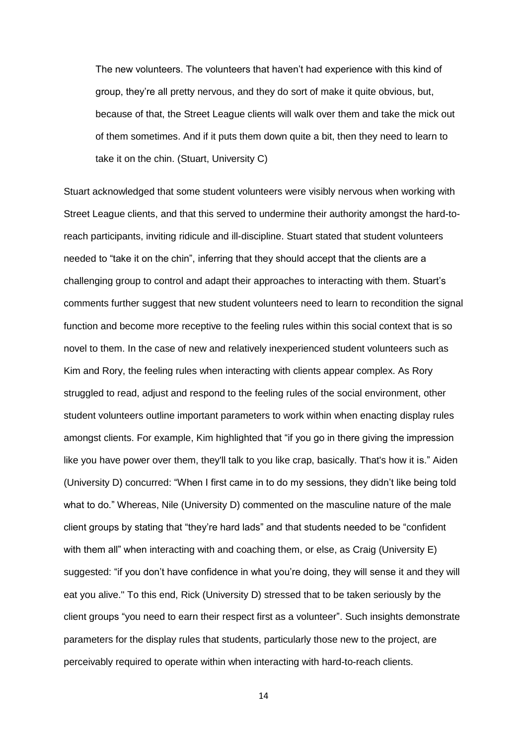> The new volunteers. The volunteers that haven't had experience with this kind of group, they're all pretty nervous, and they do sort of make it quite obvious, but, because of that, the Street League clients will walk over them and take the mick out of them sometimes. And if it puts them down quite a bit, then they need to learn to take it on the chin. (Stuart, University C)

Stuart acknowledged that some student volunteers were visibly nervous when working with Street League clients, and that this served to undermine their authority amongst the hard-to-reach participants, inviting ridicule and ill-discipline. Stuart stated that student volunteers needed to "take it on the chin", inferring that they should accept that the clients are a challenging group to control and adapt their approaches to interacting with them. Stuart's comments further suggest that new student volunteers need to learn to recondition the signal function and become more receptive to the feeling rules within this social context that is so novel to them. In the case of new and relatively inexperienced student volunteers such as Kim and Rory, the feeling rules when interacting with clients appear complex. As Rory struggled to read, adjust and respond to the feeling rules of the social environment, other student volunteers outline important parameters to work within when enacting display rules amongst clients. For example, Kim highlighted that "if you go in there giving the impression like you have power over them, they'll talk to you like crap, basically. That's how it is." Aiden (University D) concurred: "When I first came in to do my sessions, they didn't like being told what to do." Whereas, Nile (University D) commented on the masculine nature of the male client groups by stating that "they're hard lads" and that students needed to be "confident with them all" when interacting with and coaching them, or else, as Craig (University E) suggested: "if you don't have confidence in what you're doing, they will sense it and they will eat you alive." To this end, Rick (University D) stressed that to be taken seriously by the client groups "you need to earn their respect first as a volunteer". Such insights demonstrate parameters for the display rules that students, particularly those new to the project, are perceivably required to operate within when interacting with hard-to-reach clients.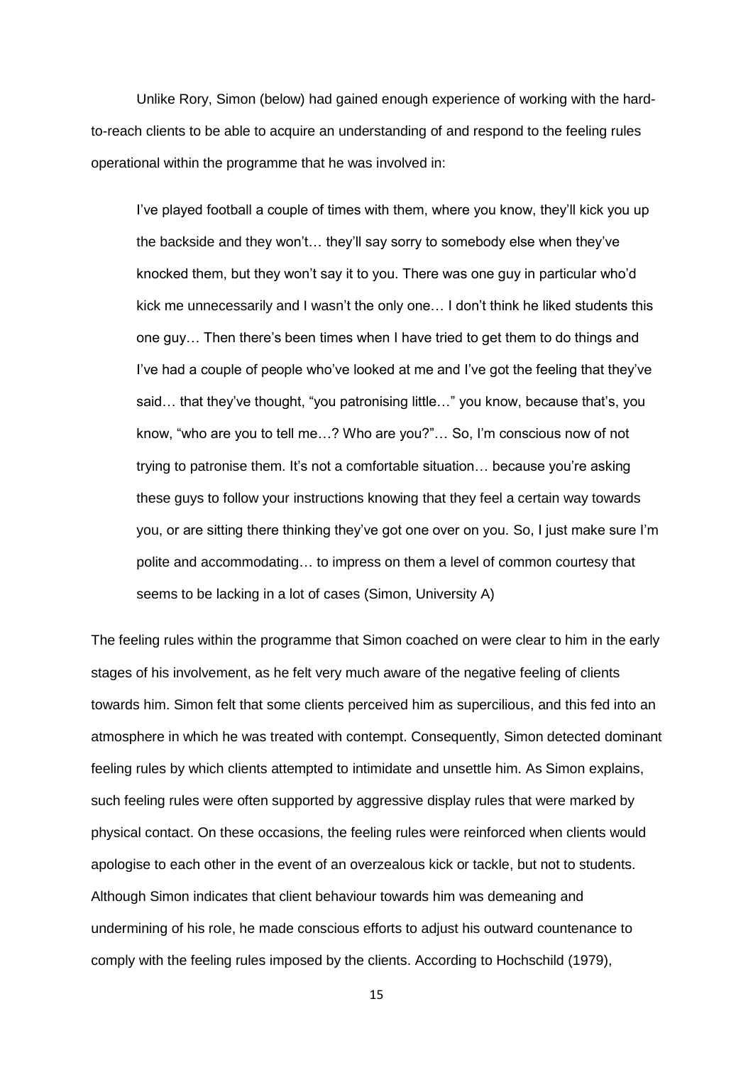Unlike Rory, Simon (below) had gained enough experience of working with the hard-to-reach clients to be able to acquire an understanding of and respond to the feeling rules operational within the programme that he was involved in:

> I've played football a couple of times with them, where you know, they'll kick you up the backside and they won't… they'll say sorry to somebody else when they've knocked them, but they won't say it to you. There was one guy in particular who'd kick me unnecessarily and I wasn't the only one… I don't think he liked students this one guy… Then there's been times when I have tried to get them to do things and I've had a couple of people who've looked at me and I've got the feeling that they've said… that they've thought, "you patronising little…" you know, because that's, you know, "who are you to tell me…? Who are you?"… So, I'm conscious now of not trying to patronise them. It's not a comfortable situation… because you're asking these guys to follow your instructions knowing that they feel a certain way towards you, or are sitting there thinking they've got one over on you. So, I just make sure I'm polite and accommodating… to impress on them a level of common courtesy that seems to be lacking in a lot of cases (Simon, University A)

The feeling rules within the programme that Simon coached on were clear to him in the early stages of his involvement, as he felt very much aware of the negative feeling of clients towards him. Simon felt that some clients perceived him as supercilious, and this fed into an atmosphere in which he was treated with contempt. Consequently, Simon detected dominant feeling rules by which clients attempted to intimidate and unsettle him. As Simon explains, such feeling rules were often supported by aggressive display rules that were marked by physical contact. On these occasions, the feeling rules were reinforced when clients would apologise to each other in the event of an overzealous kick or tackle, but not to students. Although Simon indicates that client behaviour towards him was demeaning and undermining of his role, he made conscious efforts to adjust his outward countenance to comply with the feeling rules imposed by the clients. According to Hochschild (1979),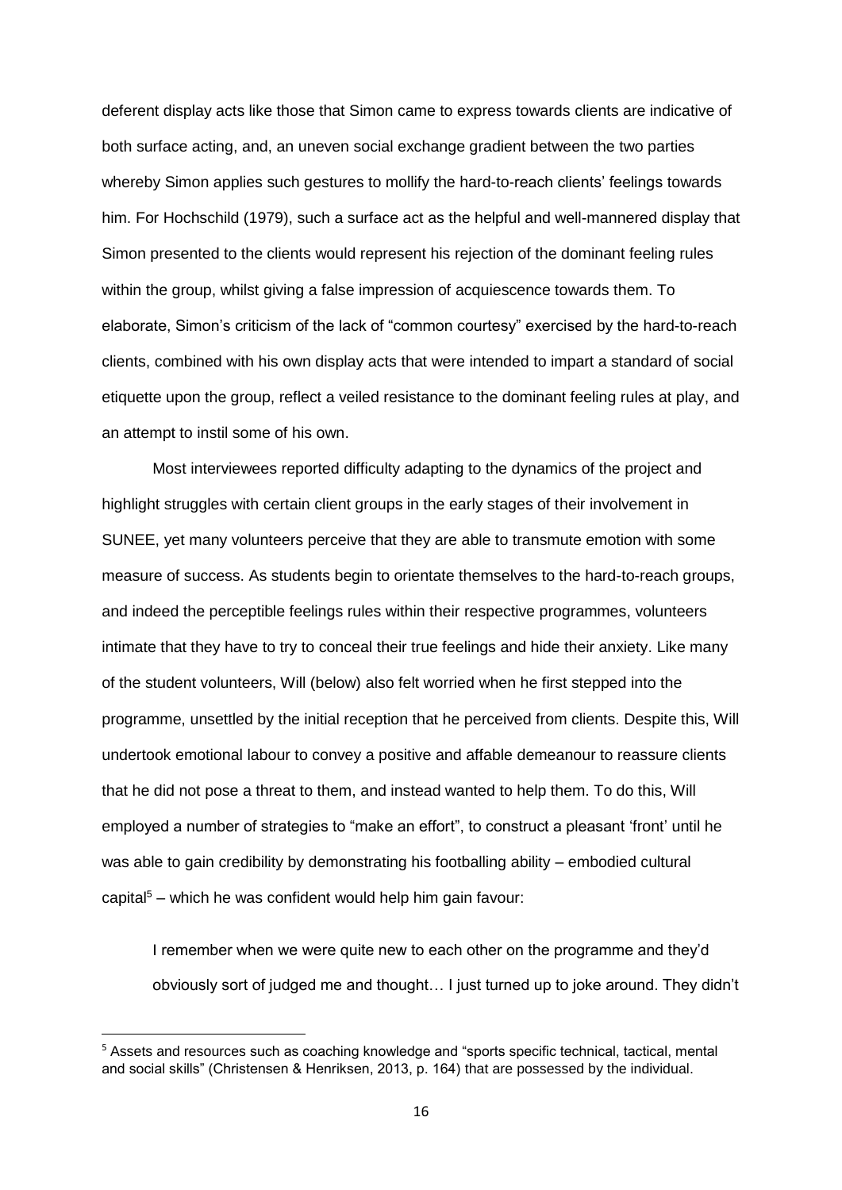deferent display acts like those that Simon came to express towards clients are indicative of both surface acting, and, an uneven social exchange gradient between the two parties whereby Simon applies such gestures to mollify the hard-to-reach clients' feelings towards him. For Hochschild (1979), such a surface act as the helpful and well-mannered display that Simon presented to the clients would represent his rejection of the dominant feeling rules within the group, whilst giving a false impression of acquiescence towards them. To elaborate, Simon's criticism of the lack of "common courtesy" exercised by the hard-to-reach clients, combined with his own display acts that were intended to impart a standard of social etiquette upon the group, reflect a veiled resistance to the dominant feeling rules at play, and an attempt to instil some of his own.

Most interviewees reported difficulty adapting to the dynamics of the project and highlight struggles with certain client groups in the early stages of their involvement in SUNEE, yet many volunteers perceive that they are able to transmute emotion with some measure of success. As students begin to orientate themselves to the hard-to-reach groups, and indeed the perceptible feelings rules within their respective programmes, volunteers intimate that they have to try to conceal their true feelings and hide their anxiety. Like many of the student volunteers, Will (below) also felt worried when he first stepped into the programme, unsettled by the initial reception that he perceived from clients. Despite this, Will undertook emotional labour to convey a positive and affable demeanour to reassure clients that he did not pose a threat to them, and instead wanted to help them. To do this, Will employed a number of strategies to "make an effort", to construct a pleasant 'front' until he was able to gain credibility by demonstrating his footballing ability – embodied cultural capital[5] – which he was confident would help him gain favour:

> I remember when we were quite new to each other on the programme and they'd obviously sort of judged me and thought… I just turned up to joke around. They didn't

[5] Assets and resources such as coaching knowledge and "sports specific technical, tactical, mental and social skills" (Christensen & Henriksen, 2013, p. 164) that are possessed by the individual.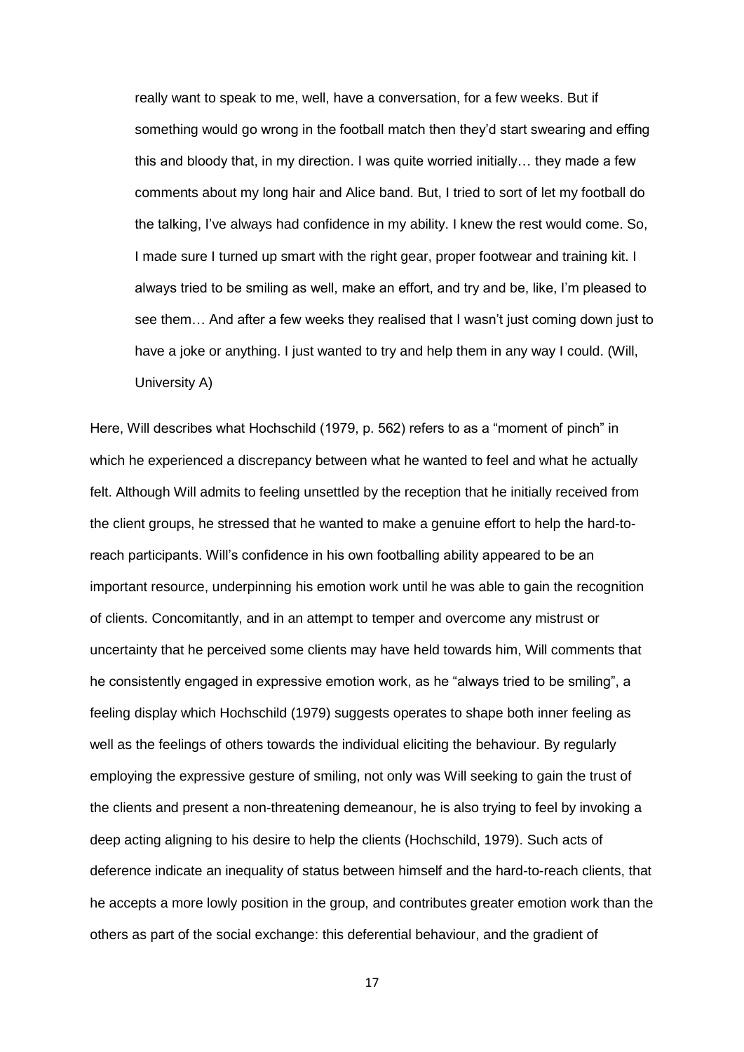> really want to speak to me, well, have a conversation, for a few weeks. But if something would go wrong in the football match then they'd start swearing and effing this and bloody that, in my direction. I was quite worried initially… they made a few comments about my long hair and Alice band. But, I tried to sort of let my football do the talking, I've always had confidence in my ability. I knew the rest would come. So, I made sure I turned up smart with the right gear, proper footwear and training kit. I always tried to be smiling as well, make an effort, and try and be, like, I'm pleased to see them… And after a few weeks they realised that I wasn't just coming down just to have a joke or anything. I just wanted to try and help them in any way I could. (Will, University A)

Here, Will describes what Hochschild (1979, p. 562) refers to as a "moment of pinch" in which he experienced a discrepancy between what he wanted to feel and what he actually felt. Although Will admits to feeling unsettled by the reception that he initially received from the client groups, he stressed that he wanted to make a genuine effort to help the hard-to-reach participants. Will's confidence in his own footballing ability appeared to be an important resource, underpinning his emotion work until he was able to gain the recognition of clients. Concomitantly, and in an attempt to temper and overcome any mistrust or uncertainty that he perceived some clients may have held towards him, Will comments that he consistently engaged in expressive emotion work, as he "always tried to be smiling", a feeling display which Hochschild (1979) suggests operates to shape both inner feeling as well as the feelings of others towards the individual eliciting the behaviour. By regularly employing the expressive gesture of smiling, not only was Will seeking to gain the trust of the clients and present a non-threatening demeanour, he is also trying to feel by invoking a deep acting aligning to his desire to help the clients (Hochschild, 1979). Such acts of deference indicate an inequality of status between himself and the hard-to-reach clients, that he accepts a more lowly position in the group, and contributes greater emotion work than the others as part of the social exchange: this deferential behaviour, and the gradient of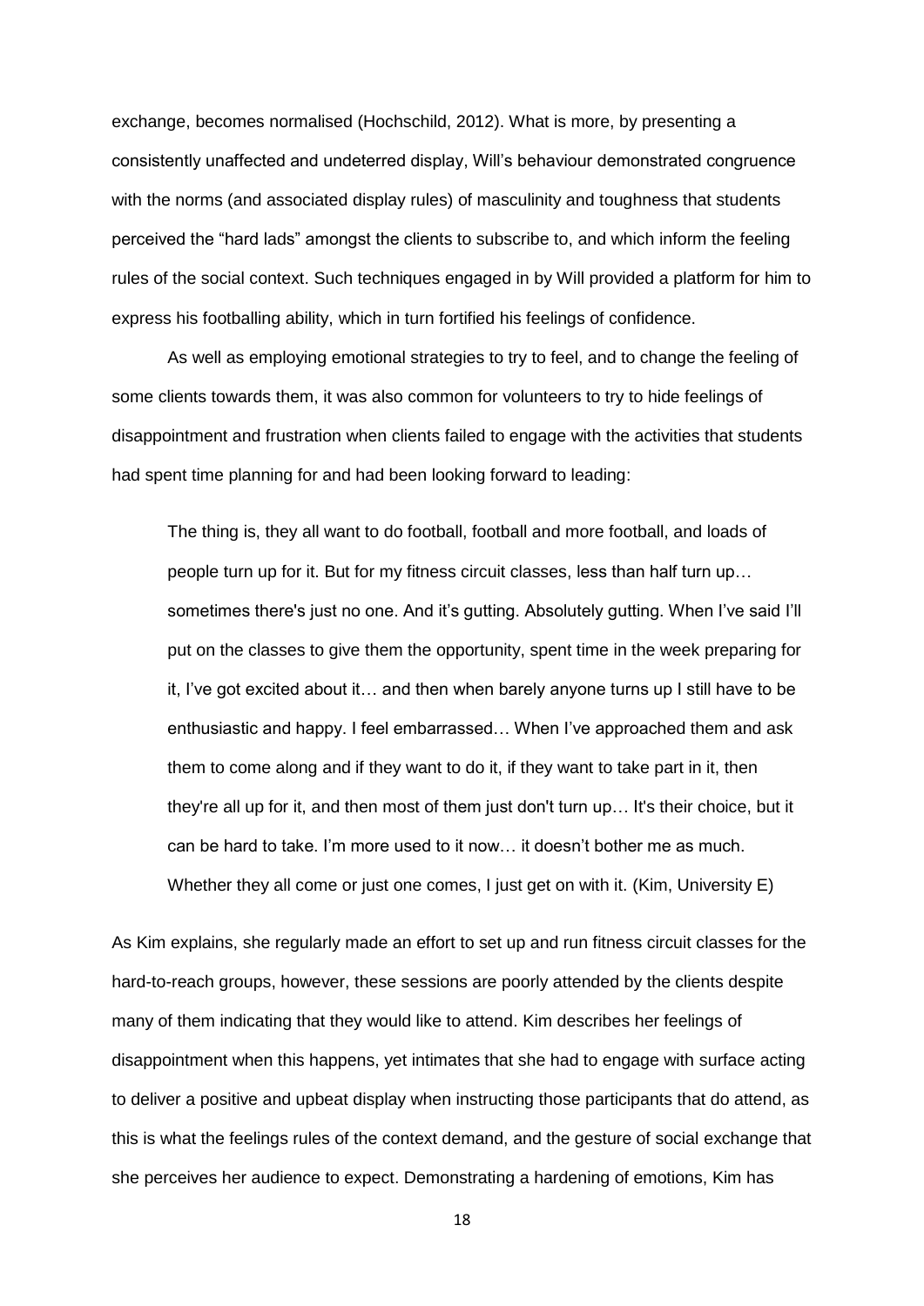exchange, becomes normalised (Hochschild, 2012). What is more, by presenting a consistently unaffected and undeterred display, Will's behaviour demonstrated congruence with the norms (and associated display rules) of masculinity and toughness that students perceived the "hard lads" amongst the clients to subscribe to, and which inform the feeling rules of the social context. Such techniques engaged in by Will provided a platform for him to express his footballing ability, which in turn fortified his feelings of confidence.

As well as employing emotional strategies to try to feel, and to change the feeling of some clients towards them, it was also common for volunteers to try to hide feelings of disappointment and frustration when clients failed to engage with the activities that students had spent time planning for and had been looking forward to leading:

> The thing is, they all want to do football, football and more football, and loads of people turn up for it. But for my fitness circuit classes, less than half turn up… sometimes there's just no one. And it's gutting. Absolutely gutting. When I've said I'll put on the classes to give them the opportunity, spent time in the week preparing for it, I've got excited about it… and then when barely anyone turns up I still have to be enthusiastic and happy. I feel embarrassed… When I've approached them and ask them to come along and if they want to do it, if they want to take part in it, then they're all up for it, and then most of them just don't turn up… It's their choice, but it can be hard to take. I'm more used to it now… it doesn't bother me as much. Whether they all come or just one comes, I just get on with it. (Kim, University E)

As Kim explains, she regularly made an effort to set up and run fitness circuit classes for the hard-to-reach groups, however, these sessions are poorly attended by the clients despite many of them indicating that they would like to attend. Kim describes her feelings of disappointment when this happens, yet intimates that she had to engage with surface acting to deliver a positive and upbeat display when instructing those participants that do attend, as this is what the feelings rules of the context demand, and the gesture of social exchange that she perceives her audience to expect. Demonstrating a hardening of emotions, Kim has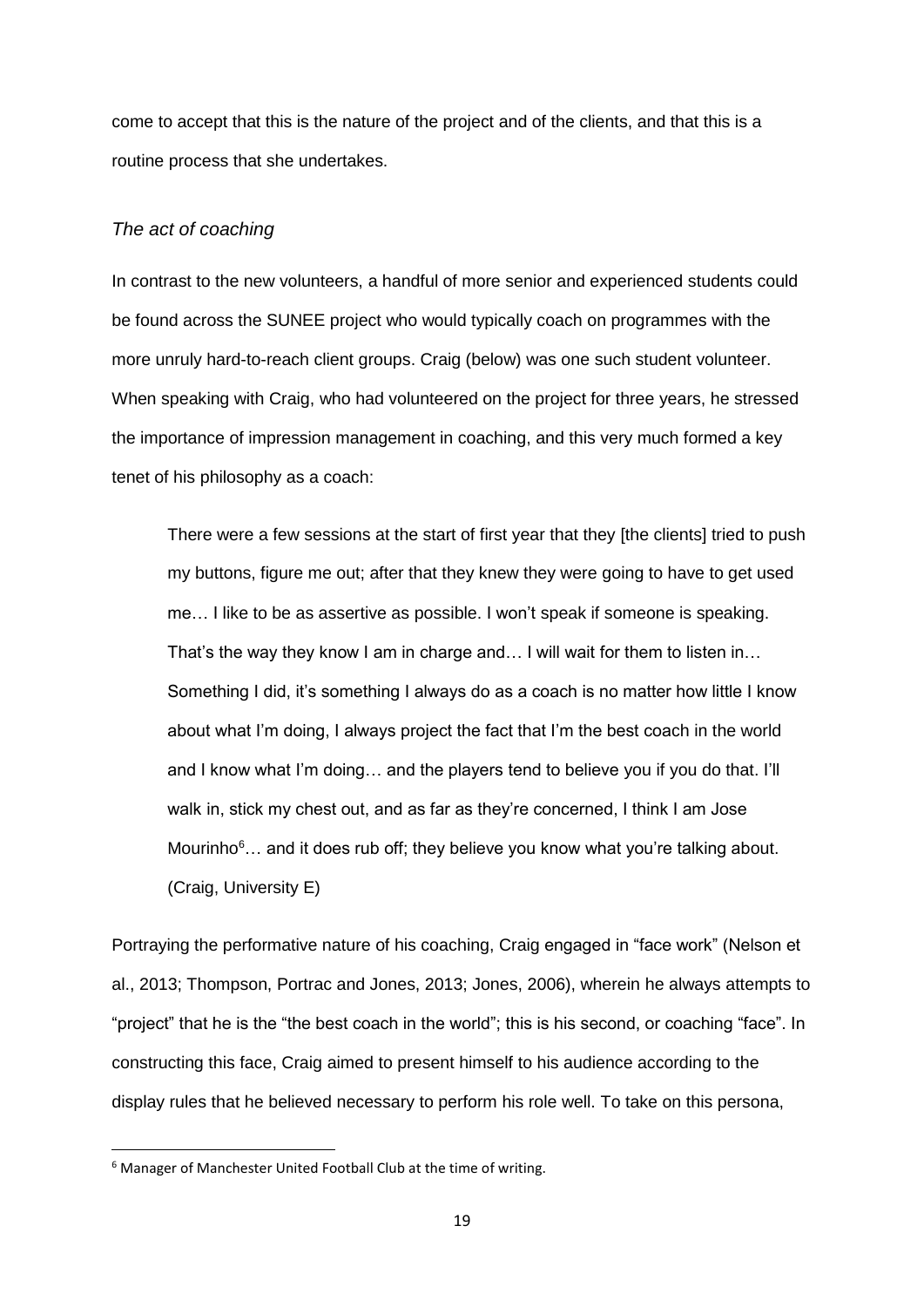come to accept that this is the nature of the project and of the clients, and that this is a routine process that she undertakes.

*The act of coaching*

In contrast to the new volunteers, a handful of more senior and experienced students could be found across the SUNEE project who would typically coach on programmes with the more unruly hard-to-reach client groups. Craig (below) was one such student volunteer. When speaking with Craig, who had volunteered on the project for three years, he stressed the importance of impression management in coaching, and this very much formed a key tenet of his philosophy as a coach:

> There were a few sessions at the start of first year that they [the clients] tried to push my buttons, figure me out; after that they knew they were going to have to get used me… I like to be as assertive as possible. I won't speak if someone is speaking. That's the way they know I am in charge and… I will wait for them to listen in… Something I did, it's something I always do as a coach is no matter how little I know about what I'm doing, I always project the fact that I'm the best coach in the world and I know what I'm doing… and the players tend to believe you if you do that. I'll walk in, stick my chest out, and as far as they're concerned, I think I am Jose Mourinho[6]… and it does rub off; they believe you know what you're talking about. (Craig, University E)

Portraying the performative nature of his coaching, Craig engaged in "face work" (Nelson et al., 2013; Thompson, Portrac and Jones, 2013; Jones, 2006), wherein he always attempts to "project" that he is the "the best coach in the world"; this is his second, or coaching "face". In constructing this face, Craig aimed to present himself to his audience according to the display rules that he believed necessary to perform his role well. To take on this persona,

[6] Manager of Manchester United Football Club at the time of writing.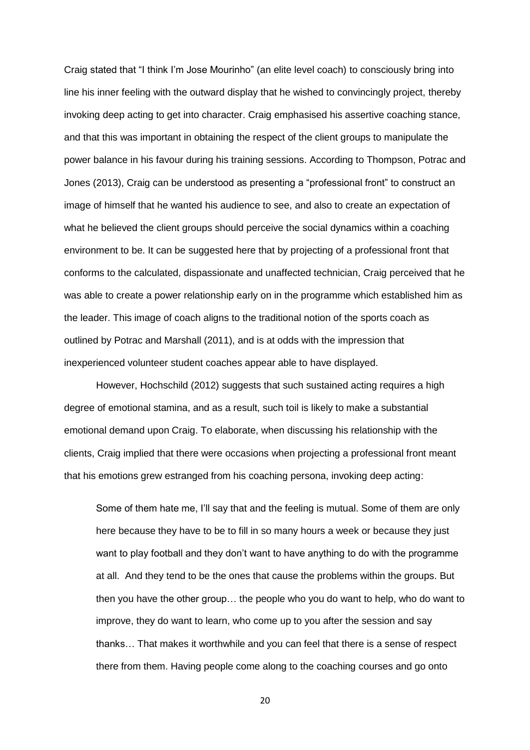Craig stated that "I think I'm Jose Mourinho" (an elite level coach) to consciously bring into line his inner feeling with the outward display that he wished to convincingly project, thereby invoking deep acting to get into character. Craig emphasised his assertive coaching stance, and that this was important in obtaining the respect of the client groups to manipulate the power balance in his favour during his training sessions. According to Thompson, Potrac and Jones (2013), Craig can be understood as presenting a "professional front" to construct an image of himself that he wanted his audience to see, and also to create an expectation of what he believed the client groups should perceive the social dynamics within a coaching environment to be. It can be suggested here that by projecting of a professional front that conforms to the calculated, dispassionate and unaffected technician, Craig perceived that he was able to create a power relationship early on in the programme which established him as the leader. This image of coach aligns to the traditional notion of the sports coach as outlined by Potrac and Marshall (2011), and is at odds with the impression that inexperienced volunteer student coaches appear able to have displayed.

However, Hochschild (2012) suggests that such sustained acting requires a high degree of emotional stamina, and as a result, such toil is likely to make a substantial emotional demand upon Craig. To elaborate, when discussing his relationship with the clients, Craig implied that there were occasions when projecting a professional front meant that his emotions grew estranged from his coaching persona, invoking deep acting:

> Some of them hate me, I'll say that and the feeling is mutual. Some of them are only here because they have to be to fill in so many hours a week or because they just want to play football and they don't want to have anything to do with the programme at all. And they tend to be the ones that cause the problems within the groups. But then you have the other group… the people who you do want to help, who do want to improve, they do want to learn, who come up to you after the session and say thanks… That makes it worthwhile and you can feel that there is a sense of respect there from them. Having people come along to the coaching courses and go onto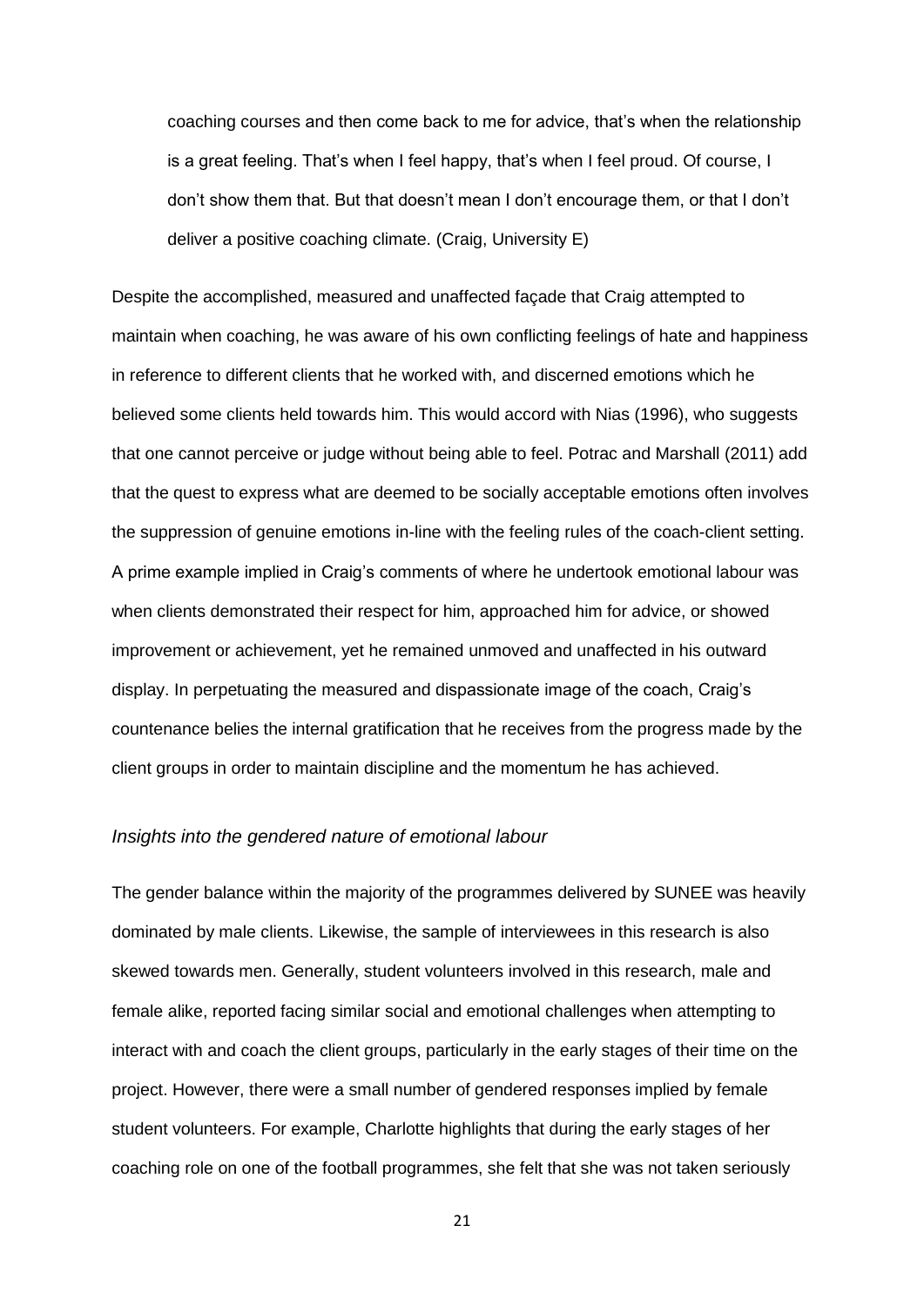> coaching courses and then come back to me for advice, that's when the relationship is a great feeling. That's when I feel happy, that's when I feel proud. Of course, I don't show them that. But that doesn't mean I don't encourage them, or that I don't deliver a positive coaching climate. (Craig, University E)

Despite the accomplished, measured and unaffected façade that Craig attempted to maintain when coaching, he was aware of his own conflicting feelings of hate and happiness in reference to different clients that he worked with, and discerned emotions which he believed some clients held towards him. This would accord with Nias (1996), who suggests that one cannot perceive or judge without being able to feel. Potrac and Marshall (2011) add that the quest to express what are deemed to be socially acceptable emotions often involves the suppression of genuine emotions in-line with the feeling rules of the coach-client setting. A prime example implied in Craig's comments of where he undertook emotional labour was when clients demonstrated their respect for him, approached him for advice, or showed improvement or achievement, yet he remained unmoved and unaffected in his outward display. In perpetuating the measured and dispassionate image of the coach, Craig's countenance belies the internal gratification that he receives from the progress made by the client groups in order to maintain discipline and the momentum he has achieved.

### *Insights into the gendered nature of emotional labour*

The gender balance within the majority of the programmes delivered by SUNEE was heavily dominated by male clients. Likewise, the sample of interviewees in this research is also skewed towards men. Generally, student volunteers involved in this research, male and female alike, reported facing similar social and emotional challenges when attempting to interact with and coach the client groups, particularly in the early stages of their time on the project. However, there were a small number of gendered responses implied by female student volunteers. For example, Charlotte highlights that during the early stages of her coaching role on one of the football programmes, she felt that she was not taken seriously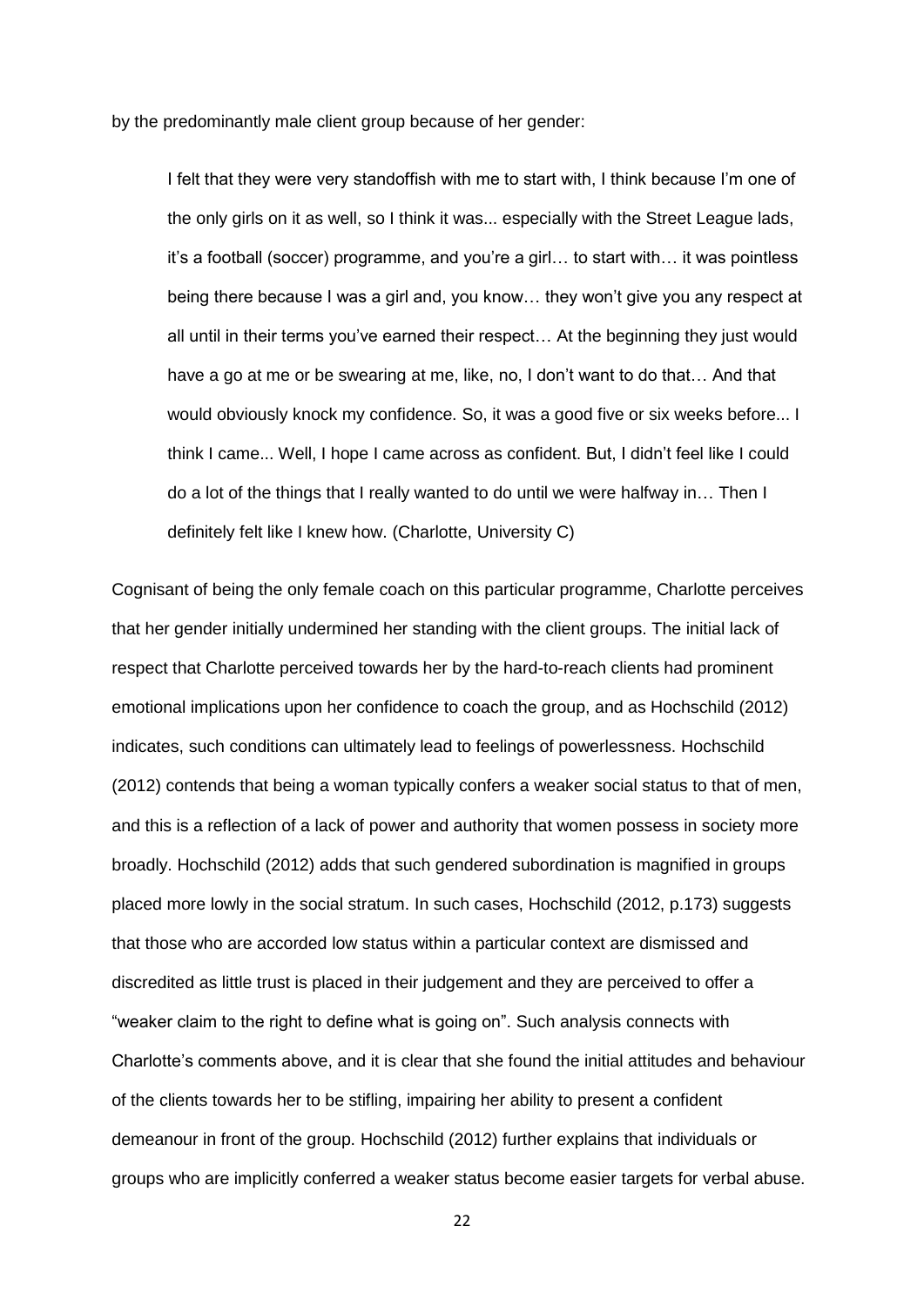by the predominantly male client group because of her gender:

> I felt that they were very standoffish with me to start with, I think because I'm one of the only girls on it as well, so I think it was... especially with the Street League lads, it's a football (soccer) programme, and you're a girl… to start with… it was pointless being there because I was a girl and, you know… they won't give you any respect at all until in their terms you've earned their respect… At the beginning they just would have a go at me or be swearing at me, like, no, I don't want to do that… And that would obviously knock my confidence. So, it was a good five or six weeks before... I think I came... Well, I hope I came across as confident. But, I didn't feel like I could do a lot of the things that I really wanted to do until we were halfway in… Then I definitely felt like I knew how. (Charlotte, University C)

Cognisant of being the only female coach on this particular programme, Charlotte perceives that her gender initially undermined her standing with the client groups. The initial lack of respect that Charlotte perceived towards her by the hard-to-reach clients had prominent emotional implications upon her confidence to coach the group, and as Hochschild (2012) indicates, such conditions can ultimately lead to feelings of powerlessness. Hochschild (2012) contends that being a woman typically confers a weaker social status to that of men, and this is a reflection of a lack of power and authority that women possess in society more broadly. Hochschild (2012) adds that such gendered subordination is magnified in groups placed more lowly in the social stratum. In such cases, Hochschild (2012, p.173) suggests that those who are accorded low status within a particular context are dismissed and discredited as little trust is placed in their judgement and they are perceived to offer a "weaker claim to the right to define what is going on". Such analysis connects with Charlotte's comments above, and it is clear that she found the initial attitudes and behaviour of the clients towards her to be stifling, impairing her ability to present a confident demeanour in front of the group. Hochschild (2012) further explains that individuals or groups who are implicitly conferred a weaker status become easier targets for verbal abuse.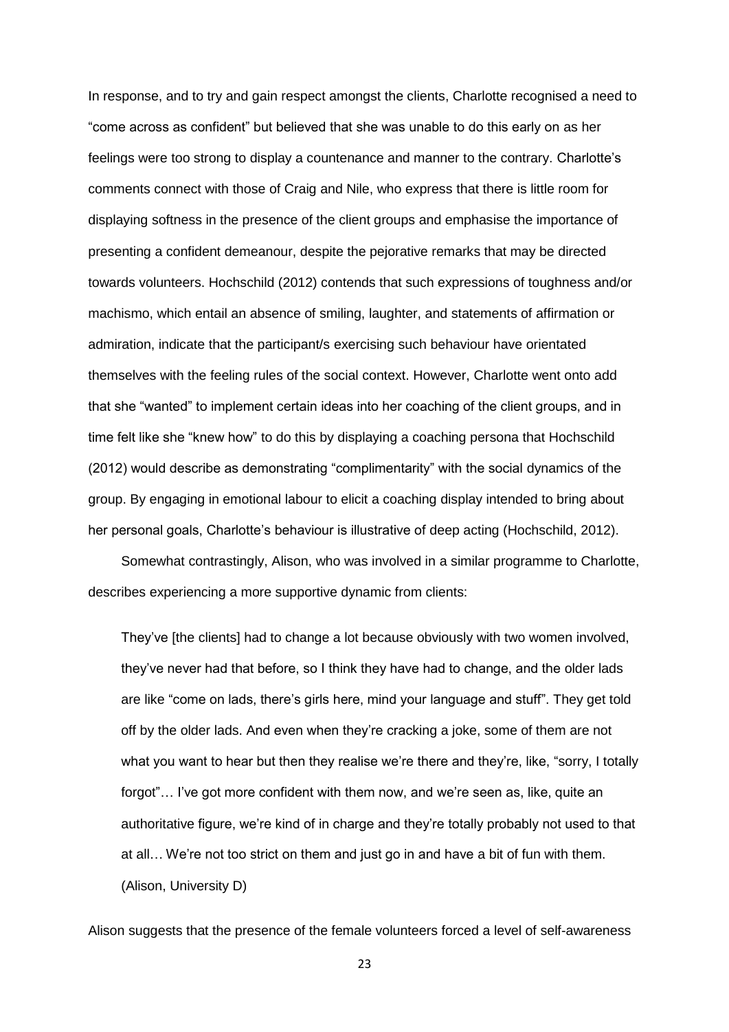In response, and to try and gain respect amongst the clients, Charlotte recognised a need to "come across as confident" but believed that she was unable to do this early on as her feelings were too strong to display a countenance and manner to the contrary. Charlotte's comments connect with those of Craig and Nile, who express that there is little room for displaying softness in the presence of the client groups and emphasise the importance of presenting a confident demeanour, despite the pejorative remarks that may be directed towards volunteers. Hochschild (2012) contends that such expressions of toughness and/or machismo, which entail an absence of smiling, laughter, and statements of affirmation or admiration, indicate that the participant/s exercising such behaviour have orientated themselves with the feeling rules of the social context. However, Charlotte went onto add that she "wanted" to implement certain ideas into her coaching of the client groups, and in time felt like she "knew how" to do this by displaying a coaching persona that Hochschild (2012) would describe as demonstrating "complimentarity" with the social dynamics of the group. By engaging in emotional labour to elicit a coaching display intended to bring about her personal goals, Charlotte's behaviour is illustrative of deep acting (Hochschild, 2012).

Somewhat contrastingly, Alison, who was involved in a similar programme to Charlotte, describes experiencing a more supportive dynamic from clients:

> They've [the clients] had to change a lot because obviously with two women involved, they've never had that before, so I think they have had to change, and the older lads are like "come on lads, there's girls here, mind your language and stuff". They get told off by the older lads. And even when they're cracking a joke, some of them are not what you want to hear but then they realise we're there and they're, like, "sorry, I totally forgot"… I've got more confident with them now, and we're seen as, like, quite an authoritative figure, we're kind of in charge and they're totally probably not used to that at all… We're not too strict on them and just go in and have a bit of fun with them. (Alison, University D)

Alison suggests that the presence of the female volunteers forced a level of self-awareness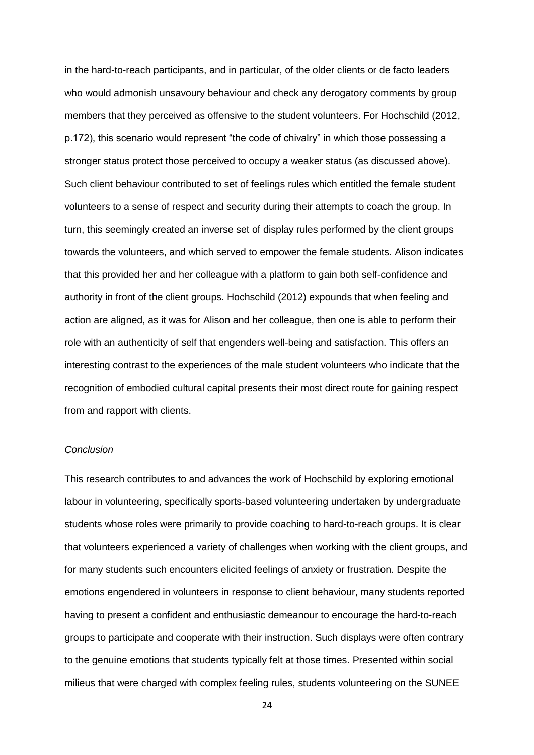in the hard-to-reach participants, and in particular, of the older clients or de facto leaders who would admonish unsavoury behaviour and check any derogatory comments by group members that they perceived as offensive to the student volunteers. For Hochschild (2012, p.172), this scenario would represent "the code of chivalry" in which those possessing a stronger status protect those perceived to occupy a weaker status (as discussed above). Such client behaviour contributed to set of feelings rules which entitled the female student volunteers to a sense of respect and security during their attempts to coach the group. In turn, this seemingly created an inverse set of display rules performed by the client groups towards the volunteers, and which served to empower the female students. Alison indicates that this provided her and her colleague with a platform to gain both self-confidence and authority in front of the client groups. Hochschild (2012) expounds that when feeling and action are aligned, as it was for Alison and her colleague, then one is able to perform their role with an authenticity of self that engenders well-being and satisfaction. This offers an interesting contrast to the experiences of the male student volunteers who indicate that the recognition of embodied cultural capital presents their most direct route for gaining respect from and rapport with clients.

*Conclusion*

This research contributes to and advances the work of Hochschild by exploring emotional labour in volunteering, specifically sports-based volunteering undertaken by undergraduate students whose roles were primarily to provide coaching to hard-to-reach groups. It is clear that volunteers experienced a variety of challenges when working with the client groups, and for many students such encounters elicited feelings of anxiety or frustration. Despite the emotions engendered in volunteers in response to client behaviour, many students reported having to present a confident and enthusiastic demeanour to encourage the hard-to-reach groups to participate and cooperate with their instruction. Such displays were often contrary to the genuine emotions that students typically felt at those times. Presented within social milieus that were charged with complex feeling rules, students volunteering on the SUNEE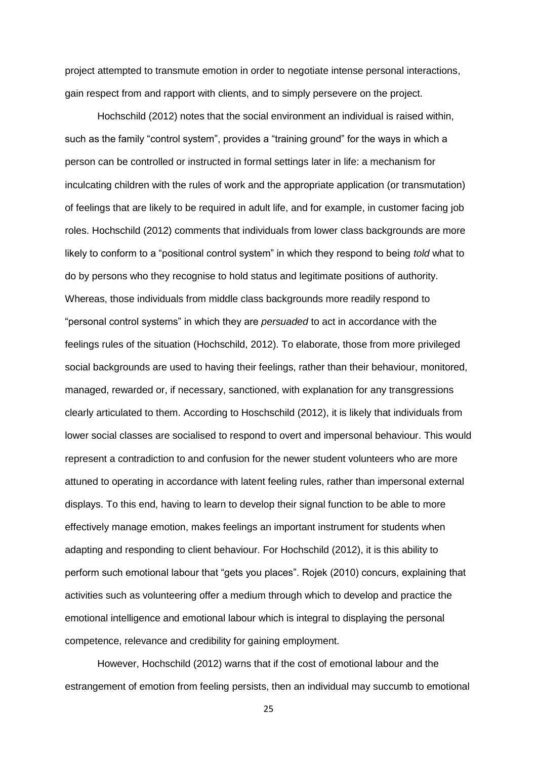project attempted to transmute emotion in order to negotiate intense personal interactions, gain respect from and rapport with clients, and to simply persevere on the project.

Hochschild (2012) notes that the social environment an individual is raised within, such as the family "control system", provides a "training ground" for the ways in which a person can be controlled or instructed in formal settings later in life: a mechanism for inculcating children with the rules of work and the appropriate application (or transmutation) of feelings that are likely to be required in adult life, and for example, in customer facing job roles. Hochschild (2012) comments that individuals from lower class backgrounds are more likely to conform to a "positional control system" in which they respond to being *told* what to do by persons who they recognise to hold status and legitimate positions of authority. Whereas, those individuals from middle class backgrounds more readily respond to "personal control systems" in which they are *persuaded* to act in accordance with the feelings rules of the situation (Hochschild, 2012). To elaborate, those from more privileged social backgrounds are used to having their feelings, rather than their behaviour, monitored, managed, rewarded or, if necessary, sanctioned, with explanation for any transgressions clearly articulated to them. According to Hoschschild (2012), it is likely that individuals from lower social classes are socialised to respond to overt and impersonal behaviour. This would represent a contradiction to and confusion for the newer student volunteers who are more attuned to operating in accordance with latent feeling rules, rather than impersonal external displays. To this end, having to learn to develop their signal function to be able to more effectively manage emotion, makes feelings an important instrument for students when adapting and responding to client behaviour. For Hochschild (2012), it is this ability to perform such emotional labour that "gets you places". Rojek (2010) concurs, explaining that activities such as volunteering offer a medium through which to develop and practice the emotional intelligence and emotional labour which is integral to displaying the personal competence, relevance and credibility for gaining employment.

However, Hochschild (2012) warns that if the cost of emotional labour and the estrangement of emotion from feeling persists, then an individual may succumb to emotional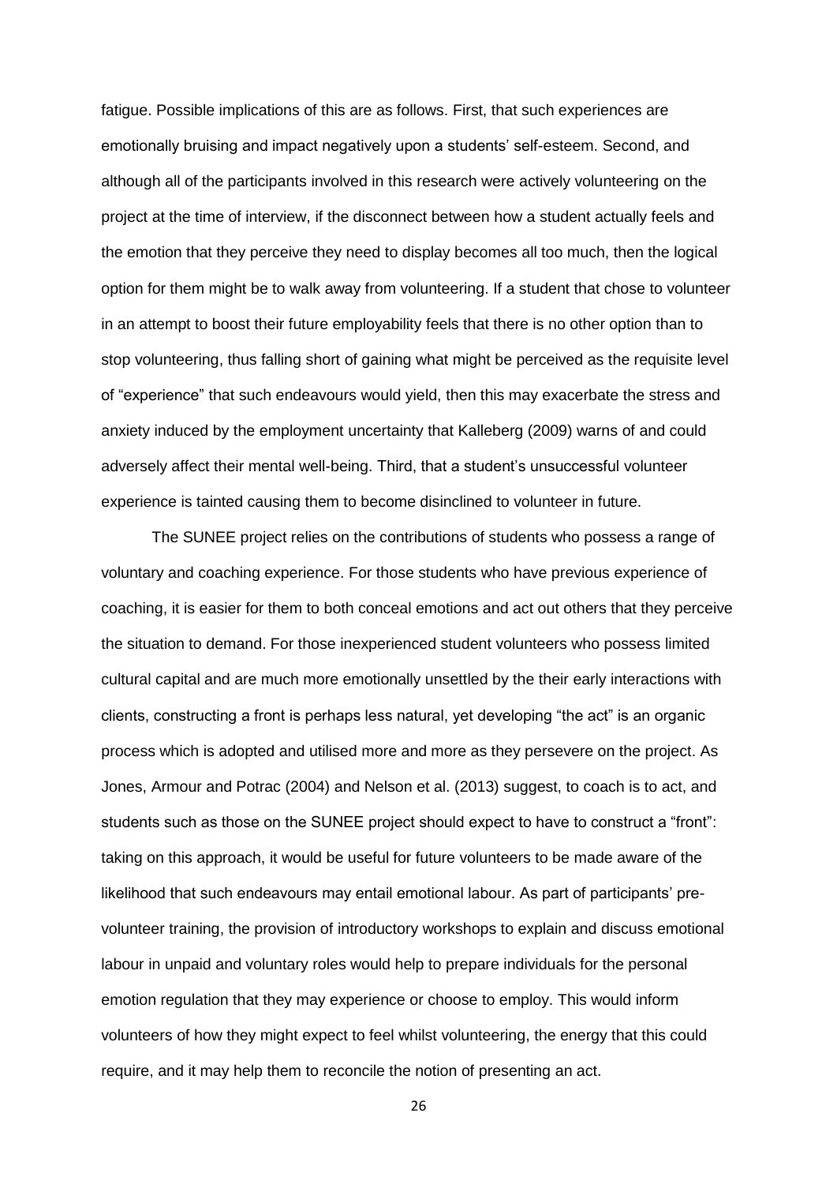fatigue. Possible implications of this are as follows. First, that such experiences are emotionally bruising and impact negatively upon a students' self-esteem. Second, and although all of the participants involved in this research were actively volunteering on the project at the time of interview, if the disconnect between how a student actually feels and the emotion that they perceive they need to display becomes all too much, then the logical option for them might be to walk away from volunteering. If a student that chose to volunteer in an attempt to boost their future employability feels that there is no other option than to stop volunteering, thus falling short of gaining what might be perceived as the requisite level of "experience" that such endeavours would yield, then this may exacerbate the stress and anxiety induced by the employment uncertainty that Kalleberg (2009) warns of and could adversely affect their mental well-being. Third, that a student's unsuccessful volunteer experience is tainted causing them to become disinclined to volunteer in future.

The SUNEE project relies on the contributions of students who possess a range of voluntary and coaching experience. For those students who have previous experience of coaching, it is easier for them to both conceal emotions and act out others that they perceive the situation to demand. For those inexperienced student volunteers who possess limited cultural capital and are much more emotionally unsettled by the their early interactions with clients, constructing a front is perhaps less natural, yet developing "the act" is an organic process which is adopted and utilised more and more as they persevere on the project. As Jones, Armour and Potrac (2004) and Nelson et al. (2013) suggest, to coach is to act, and students such as those on the SUNEE project should expect to have to construct a "front": taking on this approach, it would be useful for future volunteers to be made aware of the likelihood that such endeavours may entail emotional labour. As part of participants' pre-volunteer training, the provision of introductory workshops to explain and discuss emotional labour in unpaid and voluntary roles would help to prepare individuals for the personal emotion regulation that they may experience or choose to employ. This would inform volunteers of how they might expect to feel whilst volunteering, the energy that this could require, and it may help them to reconcile the notion of presenting an act.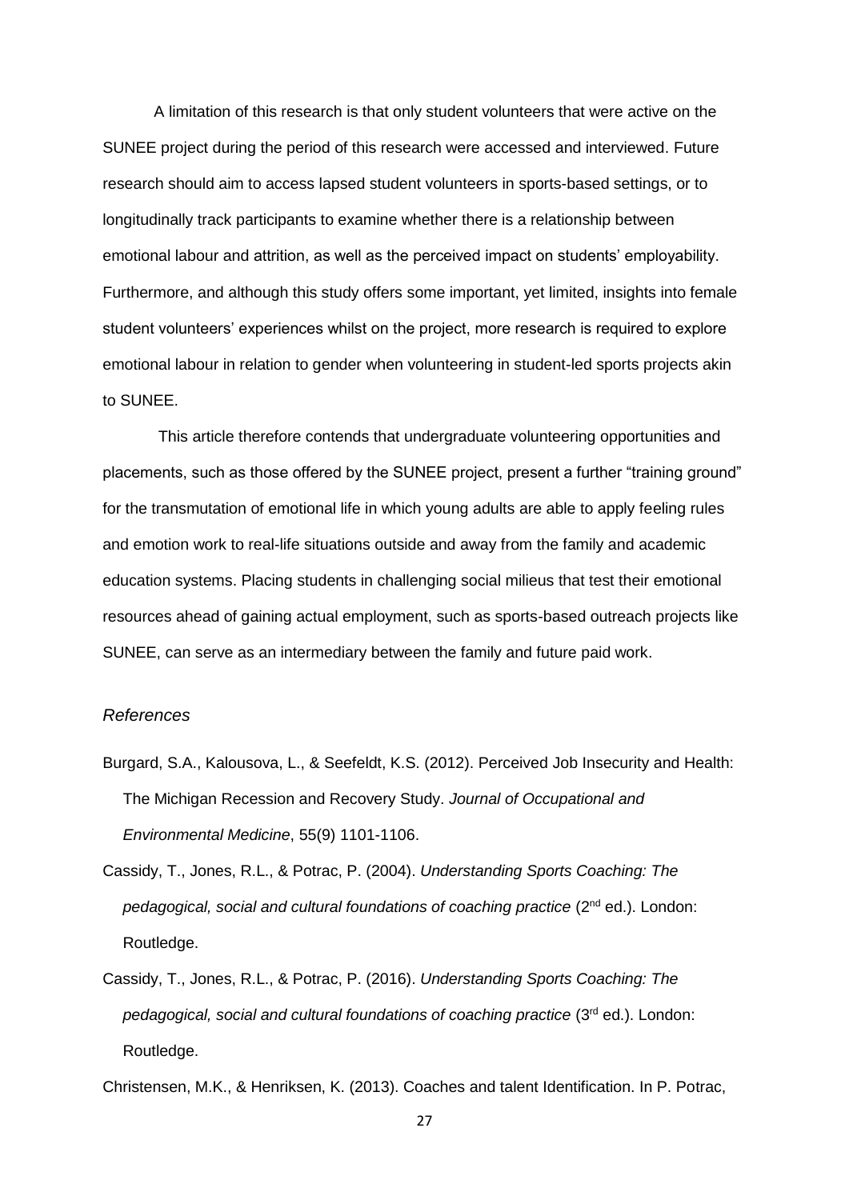A limitation of this research is that only student volunteers that were active on the SUNEE project during the period of this research were accessed and interviewed. Future research should aim to access lapsed student volunteers in sports-based settings, or to longitudinally track participants to examine whether there is a relationship between emotional labour and attrition, as well as the perceived impact on students' employability. Furthermore, and although this study offers some important, yet limited, insights into female student volunteers' experiences whilst on the project, more research is required to explore emotional labour in relation to gender when volunteering in student-led sports projects akin to SUNEE.

This article therefore contends that undergraduate volunteering opportunities and placements, such as those offered by the SUNEE project, present a further "training ground" for the transmutation of emotional life in which young adults are able to apply feeling rules and emotion work to real-life situations outside and away from the family and academic education systems. Placing students in challenging social milieus that test their emotional resources ahead of gaining actual employment, such as sports-based outreach projects like SUNEE, can serve as an intermediary between the family and future paid work.

*References*

Burgard, S.A., Kalousova, L., & Seefeldt, K.S. (2012). Perceived Job Insecurity and Health: The Michigan Recession and Recovery Study. *Journal of Occupational and Environmental Medicine*, 55(9) 1101-1106.

Cassidy, T., Jones, R.L., & Potrac, P. (2004). *Understanding Sports Coaching: The pedagogical, social and cultural foundations of coaching practice* (2nd ed.). London: Routledge.

Cassidy, T., Jones, R.L., & Potrac, P. (2016). *Understanding Sports Coaching: The pedagogical, social and cultural foundations of coaching practice* (3rd ed.). London: Routledge.

Christensen, M.K., & Henriksen, K. (2013). Coaches and talent Identification. In P. Potrac,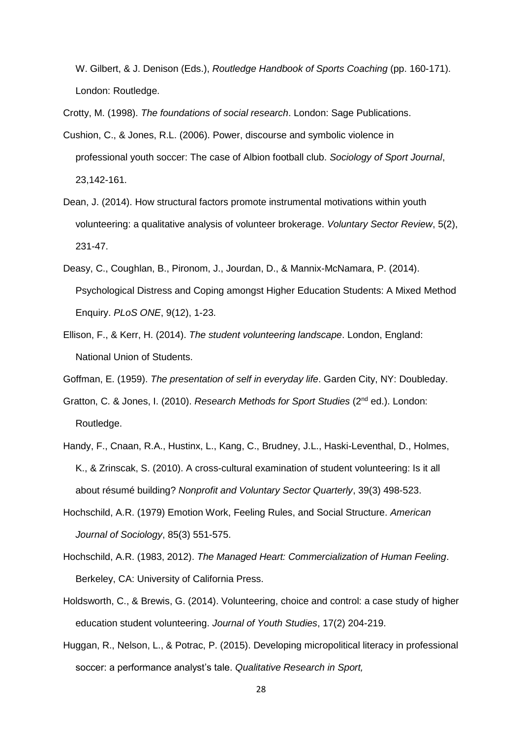W. Gilbert, & J. Denison (Eds.), *Routledge Handbook of Sports Coaching* (pp. 160-171). London: Routledge.

Crotty, M. (1998). *The foundations of social research*. London: Sage Publications.

Cushion, C., & Jones, R.L. (2006). Power, discourse and symbolic violence in professional youth soccer: The case of Albion football club. *Sociology of Sport Journal*, 23,142-161.

Dean, J. (2014). How structural factors promote instrumental motivations within youth volunteering: a qualitative analysis of volunteer brokerage. *Voluntary Sector Review*, 5(2), 231-47.

Deasy, C., Coughlan, B., Pironom, J., Jourdan, D., & Mannix-McNamara, P. (2014). Psychological Distress and Coping amongst Higher Education Students: A Mixed Method Enquiry. *PLoS ONE*, 9(12), 1-23.

Ellison, F., & Kerr, H. (2014). *The student volunteering landscape*. London, England: National Union of Students.

Goffman, E. (1959). *The presentation of self in everyday life*. Garden City, NY: Doubleday.

Gratton, C. & Jones, I. (2010). *Research Methods for Sport Studies* (2nd ed.). London: Routledge.

Handy, F., Cnaan, R.A., Hustinx, L., Kang, C., Brudney, J.L., Haski-Leventhal, D., Holmes, K., & Zrinscak, S. (2010). A cross-cultural examination of student volunteering: Is it all about résumé building? *Nonprofit and Voluntary Sector Quarterly*, 39(3) 498-523.

Hochschild, A.R. (1979) Emotion Work, Feeling Rules, and Social Structure. *American Journal of Sociology*, 85(3) 551-575.

Hochschild, A.R. (1983, 2012). *The Managed Heart: Commercialization of Human Feeling*. Berkeley, CA: University of California Press.

Holdsworth, C., & Brewis, G. (2014). Volunteering, choice and control: a case study of higher education student volunteering. *Journal of Youth Studies*, 17(2) 204-219.

Huggan, R., Nelson, L., & Potrac, P. (2015). Developing micropolitical literacy in professional soccer: a performance analyst's tale. *Qualitative Research in Sport,*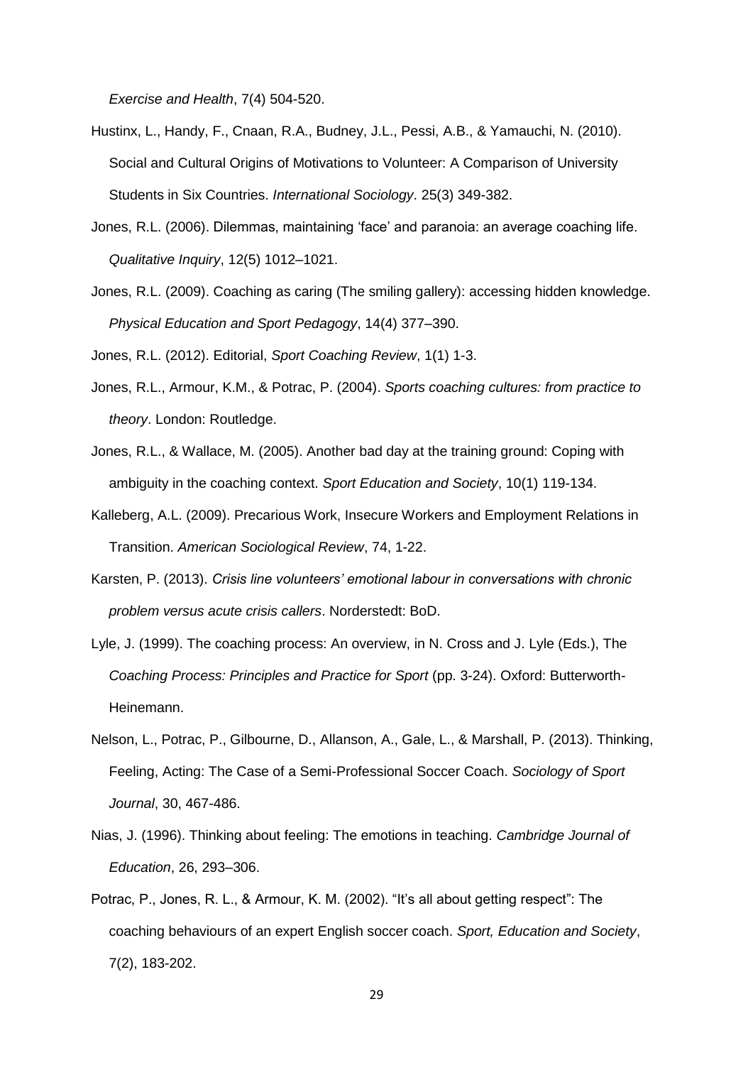*Exercise and Health*, 7(4) 504-520.

Hustinx, L., Handy, F., Cnaan, R.A., Budney, J.L., Pessi, A.B., & Yamauchi, N. (2010). Social and Cultural Origins of Motivations to Volunteer: A Comparison of University Students in Six Countries. *International Sociology*. 25(3) 349-382.

Jones, R.L. (2006). Dilemmas, maintaining 'face' and paranoia: an average coaching life. *Qualitative Inquiry*, 12(5) 1012–1021.

Jones, R.L. (2009). Coaching as caring (The smiling gallery): accessing hidden knowledge. *Physical Education and Sport Pedagogy*, 14(4) 377–390.

Jones, R.L. (2012). Editorial, *Sport Coaching Review*, 1(1) 1-3.

Jones, R.L., Armour, K.M., & Potrac, P. (2004). *Sports coaching cultures: from practice to theory*. London: Routledge.

Jones, R.L., & Wallace, M. (2005). Another bad day at the training ground: Coping with ambiguity in the coaching context. *Sport Education and Society*, 10(1) 119-134.

Kalleberg, A.L. (2009). Precarious Work, Insecure Workers and Employment Relations in Transition. *American Sociological Review*, 74, 1-22.

Karsten, P. (2013). *Crisis line volunteers' emotional labour in conversations with chronic problem versus acute crisis callers*. Norderstedt: BoD.

Lyle, J. (1999). The coaching process: An overview, in N. Cross and J. Lyle (Eds.), The *Coaching Process: Principles and Practice for Sport* (pp. 3-24). Oxford: Butterworth-Heinemann.

Nelson, L., Potrac, P., Gilbourne, D., Allanson, A., Gale, L., & Marshall, P. (2013). Thinking, Feeling, Acting: The Case of a Semi-Professional Soccer Coach. *Sociology of Sport Journal*, 30, 467-486.

Nias, J. (1996). Thinking about feeling: The emotions in teaching. *Cambridge Journal of Education*, 26, 293–306.

Potrac, P., Jones, R. L., & Armour, K. M. (2002). "It's all about getting respect": The coaching behaviours of an expert English soccer coach. *Sport, Education and Society*, 7(2), 183-202.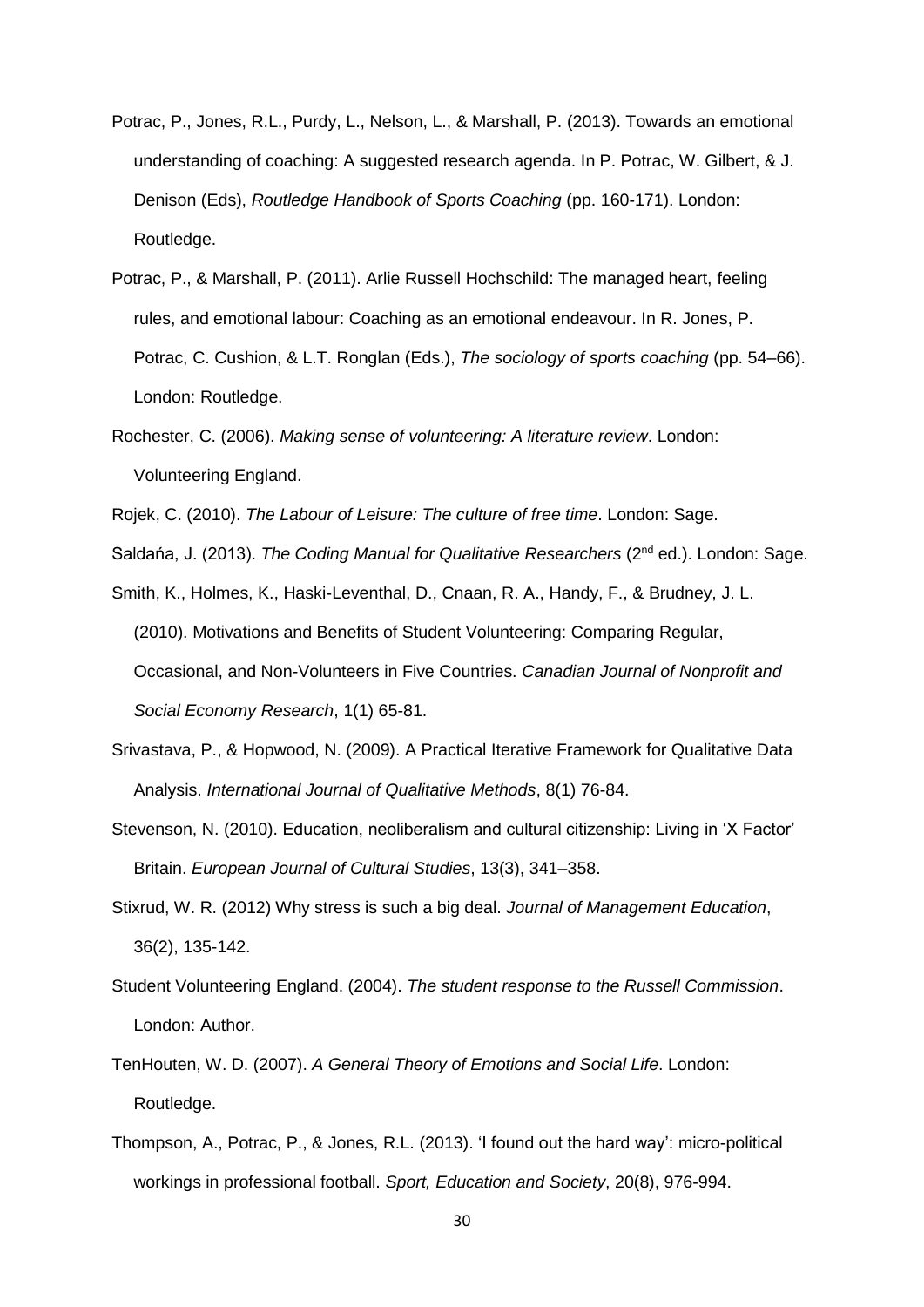Potrac, P., Jones, R.L., Purdy, L., Nelson, L., & Marshall, P. (2013). Towards an emotional understanding of coaching: A suggested research agenda. In P. Potrac, W. Gilbert, & J. Denison (Eds), *Routledge Handbook of Sports Coaching* (pp. 160-171). London: Routledge.

Potrac, P., & Marshall, P. (2011). Arlie Russell Hochschild: The managed heart, feeling rules, and emotional labour: Coaching as an emotional endeavour. In R. Jones, P. Potrac, C. Cushion, & L.T. Ronglan (Eds.), *The sociology of sports coaching* (pp. 54–66). London: Routledge.

Rochester, C. (2006). *Making sense of volunteering: A literature review*. London: Volunteering England.

Rojek, C. (2010). *The Labour of Leisure: The culture of free time*. London: Sage.

Saldańa, J. (2013). *The Coding Manual for Qualitative Researchers* (2nd ed.). London: Sage.

Smith, K., Holmes, K., Haski-Leventhal, D., Cnaan, R. A., Handy, F., & Brudney, J. L. (2010). Motivations and Benefits of Student Volunteering: Comparing Regular, Occasional, and Non-Volunteers in Five Countries. *Canadian Journal of Nonprofit and Social Economy Research*, 1(1) 65-81.

Srivastava, P., & Hopwood, N. (2009). A Practical Iterative Framework for Qualitative Data Analysis. *International Journal of Qualitative Methods*, 8(1) 76-84.

Stevenson, N. (2010). Education, neoliberalism and cultural citizenship: Living in 'X Factor' Britain. *European Journal of Cultural Studies*, 13(3), 341–358.

Stixrud, W. R. (2012) Why stress is such a big deal. *Journal of Management Education*, 36(2), 135-142.

Student Volunteering England. (2004). *The student response to the Russell Commission*. London: Author.

TenHouten, W. D. (2007). *A General Theory of Emotions and Social Life*. London: Routledge.

Thompson, A., Potrac, P., & Jones, R.L. (2013). 'I found out the hard way': micro-political workings in professional football. *Sport, Education and Society*, 20(8), 976-994.